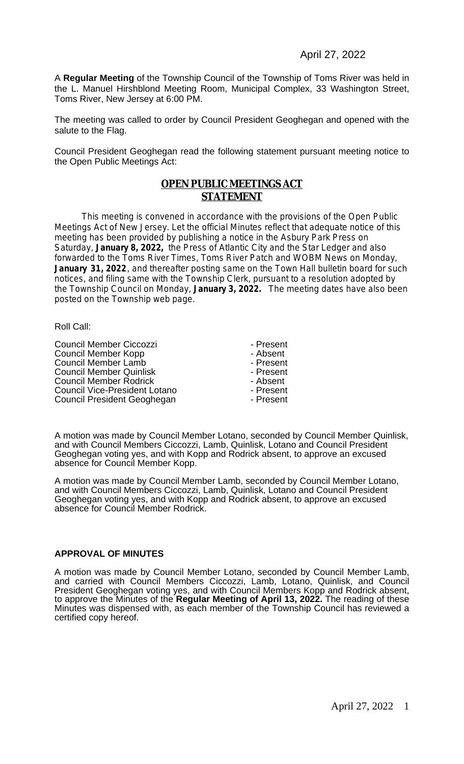April 27, 2022

A **Regular Meeting** of the Township Council of the Township of Toms River was held in the L. Manuel Hirshblond Meeting Room, Municipal Complex, 33 Washington Street, Toms River, New Jersey at 6:00 PM.

The meeting was called to order by Council President Geoghegan and opened with the salute to the Flag.

Council President Geoghegan read the following statement pursuant meeting notice to the Open Public Meetings Act:

## OPEN PUBLIC MEETINGS ACT STATEMENT

This meeting is convened in accordance with the provisions of the Open Public Meetings Act of New Jersey. Let the official Minutes reflect that adequate notice of this meeting has been provided by publishing a notice in the Asbury Park Press on Saturday, **January 8, 2022,** the Press of Atlantic City and the Star Ledger and also forwarded to the Toms River Times, Toms River Patch and WOBM News on Monday, **January 31, 2022**, and thereafter posting same on the Town Hall bulletin board for such notices, and filing same with the Township Clerk, pursuant to a resolution adopted by the Township Council on Monday, **January 3, 2022.** The meeting dates have also been posted on the Township web page.

Roll Call:

| | |
|---|---|
| Council Member Ciccozzi | - Present |
| Council Member Kopp | - Absent |
| Council Member Lamb | - Present |
| Council Member Quinlisk | - Present |
| Council Member Rodrick | - Absent |
| Council Vice-President Lotano | - Present |
| Council President Geoghegan | - Present |

A motion was made by Council Member Lotano, seconded by Council Member Quinlisk, and with Council Members Ciccozzi, Lamb, Quinlisk, Lotano and Council President Geoghegan voting yes, and with Kopp and Rodrick absent, to approve an excused absence for Council Member Kopp.

A motion was made by Council Member Lamb, seconded by Council Member Lotano, and with Council Members Ciccozzi, Lamb, Quinlisk, Lotano and Council President Geoghegan voting yes, and with Kopp and Rodrick absent, to approve an excused absence for Council Member Rodrick.

### APPROVAL OF MINUTES

A motion was made by Council Member Lotano, seconded by Council Member Lamb, and carried with Council Members Ciccozzi, Lamb, Lotano, Quinlisk, and Council President Geoghegan voting yes, and with Council Members Kopp and Rodrick absent, to approve the Minutes of the **Regular Meeting of April 13, 2022.** The reading of these Minutes was dispensed with, as each member of the Township Council has reviewed a certified copy hereof.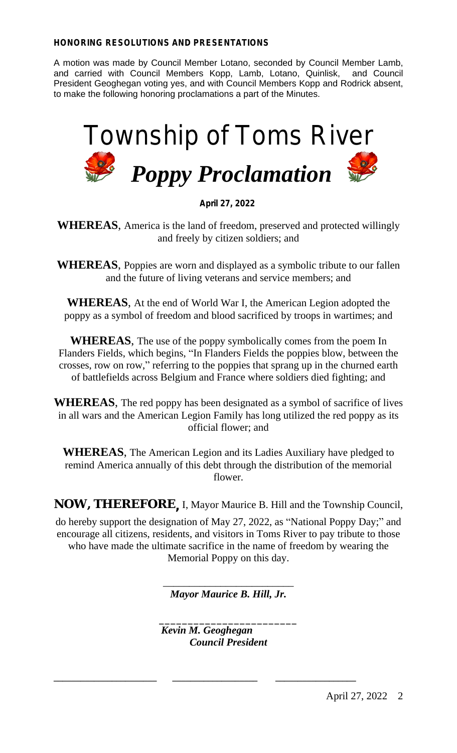**HONORING RESOLUTIONS AND PRESENTATIONS**

A motion was made by Council Member Lotano, seconded by Council Member Lamb, and carried with Council Members Kopp, Lamb, Lotano, Quinlisk, and Council President Geoghegan voting yes, and with Council Members Kopp and Rodrick absent, to make the following honoring proclamations a part of the Minutes.

# Township of Toms River

## *Poppy Proclamation*

**April 27, 2022**

**WHEREAS**, America is the land of freedom, preserved and protected willingly and freely by citizen soldiers; and

**WHEREAS**, Poppies are worn and displayed as a symbolic tribute to our fallen and the future of living veterans and service members; and

**WHEREAS**, At the end of World War I, the American Legion adopted the poppy as a symbol of freedom and blood sacrificed by troops in wartimes; and

**WHEREAS**, The use of the poppy symbolically comes from the poem In Flanders Fields, which begins, "In Flanders Fields the poppies blow, between the crosses, row on row," referring to the poppies that sprang up in the churned earth of battlefields across Belgium and France where soldiers died fighting; and

**WHEREAS**, The red poppy has been designated as a symbol of sacrifice of lives in all wars and the American Legion Family has long utilized the red poppy as its official flower; and

**WHEREAS**, The American Legion and its Ladies Auxiliary have pledged to remind America annually of this debt through the distribution of the memorial flower.

**NOW, THEREFORE,** I, Mayor Maurice B. Hill and the Township Council, do hereby support the designation of May 27, 2022, as "National Poppy Day;" and encourage all citizens, residents, and visitors in Toms River to pay tribute to those who have made the ultimate sacrifice in the name of freedom by wearing the Memorial Poppy on this day.

___________________________

***Mayor Maurice B. Hill, Jr.***

___________________________

***Kevin M. Geoghegan***
***Council President***

____________________ ________________ ________________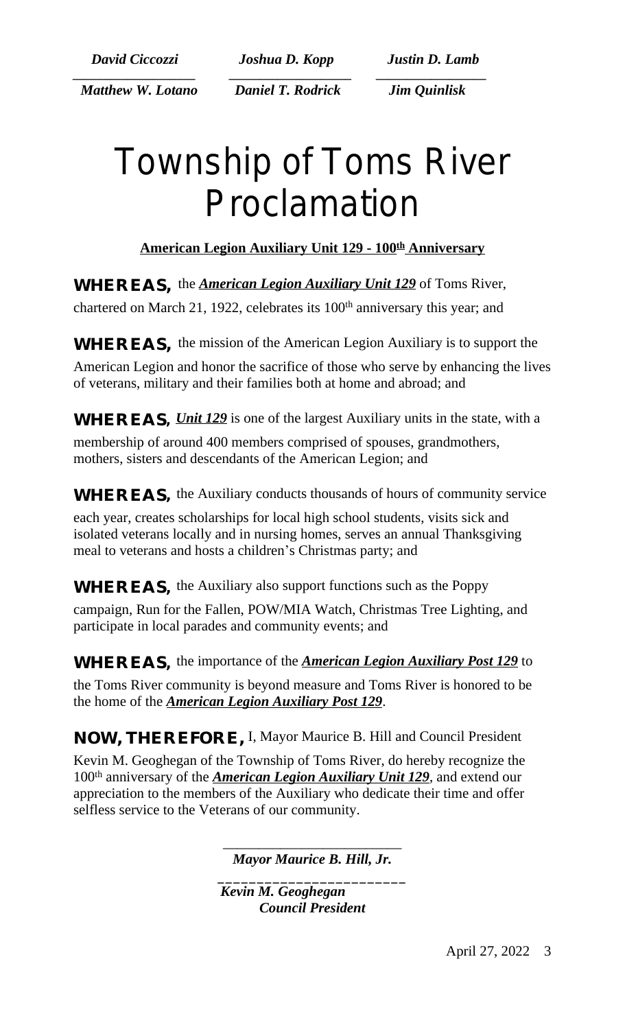*David Ciccozzi* *Joshua D. Kopp* *Justin D. Lamb*

*Matthew W. Lotano* *Daniel T. Rodrick* *Jim Quinlisk*

# Township of Toms River Proclamation

**American Legion Auxiliary Unit 129 - 100th Anniversary**

**WHEREAS,** the ***American Legion Auxiliary Unit 129*** of Toms River, chartered on March 21, 1922, celebrates its 100th anniversary this year; and

**WHEREAS,** the mission of the American Legion Auxiliary is to support the American Legion and honor the sacrifice of those who serve by enhancing the lives of veterans, military and their families both at home and abroad; and

**WHEREAS,** ***Unit 129*** is one of the largest Auxiliary units in the state, with a membership of around 400 members comprised of spouses, grandmothers, mothers, sisters and descendants of the American Legion; and

**WHEREAS,** the Auxiliary conducts thousands of hours of community service each year, creates scholarships for local high school students, visits sick and isolated veterans locally and in nursing homes, serves an annual Thanksgiving meal to veterans and hosts a children's Christmas party; and

**WHEREAS,** the Auxiliary also support functions such as the Poppy campaign, Run for the Fallen, POW/MIA Watch, Christmas Tree Lighting, and participate in local parades and community events; and

**WHEREAS,** the importance of the ***American Legion Auxiliary Post 129*** to the Toms River community is beyond measure and Toms River is honored to be the home of the ***American Legion Auxiliary Post 129***.

**NOW, THEREFORE,** I, Mayor Maurice B. Hill and Council President Kevin M. Geoghegan of the Township of Toms River, do hereby recognize the 100th anniversary of the ***American Legion Auxiliary Unit 129***, and extend our appreciation to the members of the Auxiliary who dedicate their time and offer selfless service to the Veterans of our community.

\_\_\_\_\_\_\_\_\_\_\_\_\_\_\_\_\_\_\_\_\_\_\_\_\_\_

*Mayor Maurice B. Hill, Jr.*

\_\_\_\_\_\_\_\_\_\_\_\_\_\_\_\_\_\_\_\_\_\_\_\_\_\_

*Kevin M. Geoghegan*
*Council President*

April 27, 2022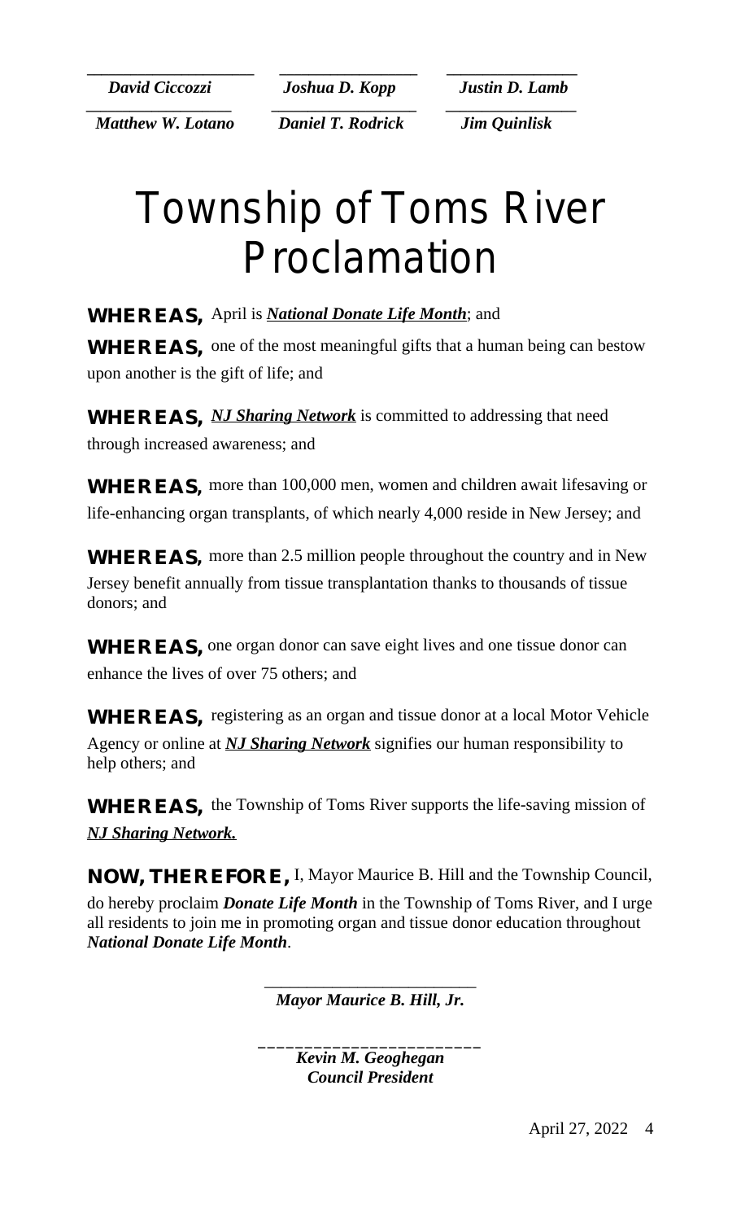*David Ciccozzi* *Joshua D. Kopp* *Justin D. Lamb*

*Matthew W. Lotano* *Daniel T. Rodrick* *Jim Quinlisk*

# Township of Toms River Proclamation

**WHEREAS,** April is ***National Donate Life Month***; and

**WHEREAS,** one of the most meaningful gifts that a human being can bestow upon another is the gift of life; and

**WHEREAS,** ***NJ Sharing Network*** is committed to addressing that need through increased awareness; and

**WHEREAS,** more than 100,000 men, women and children await lifesaving or life-enhancing organ transplants, of which nearly 4,000 reside in New Jersey; and

**WHEREAS,** more than 2.5 million people throughout the country and in New Jersey benefit annually from tissue transplantation thanks to thousands of tissue donors; and

**WHEREAS,** one organ donor can save eight lives and one tissue donor can enhance the lives of over 75 others; and

**WHEREAS,** registering as an organ and tissue donor at a local Motor Vehicle Agency or online at ***NJ Sharing Network*** signifies our human responsibility to help others; and

**WHEREAS,** the Township of Toms River supports the life-saving mission of ***NJ Sharing Network.***

**NOW, THEREFORE,** I, Mayor Maurice B. Hill and the Township Council, do hereby proclaim ***Donate Life Month*** in the Township of Toms River, and I urge all residents to join me in promoting organ and tissue donor education throughout ***National Donate Life Month***.

*Mayor Maurice B. Hill, Jr.*

*Kevin M. Geoghegan*
*Council President*

April 27, 2022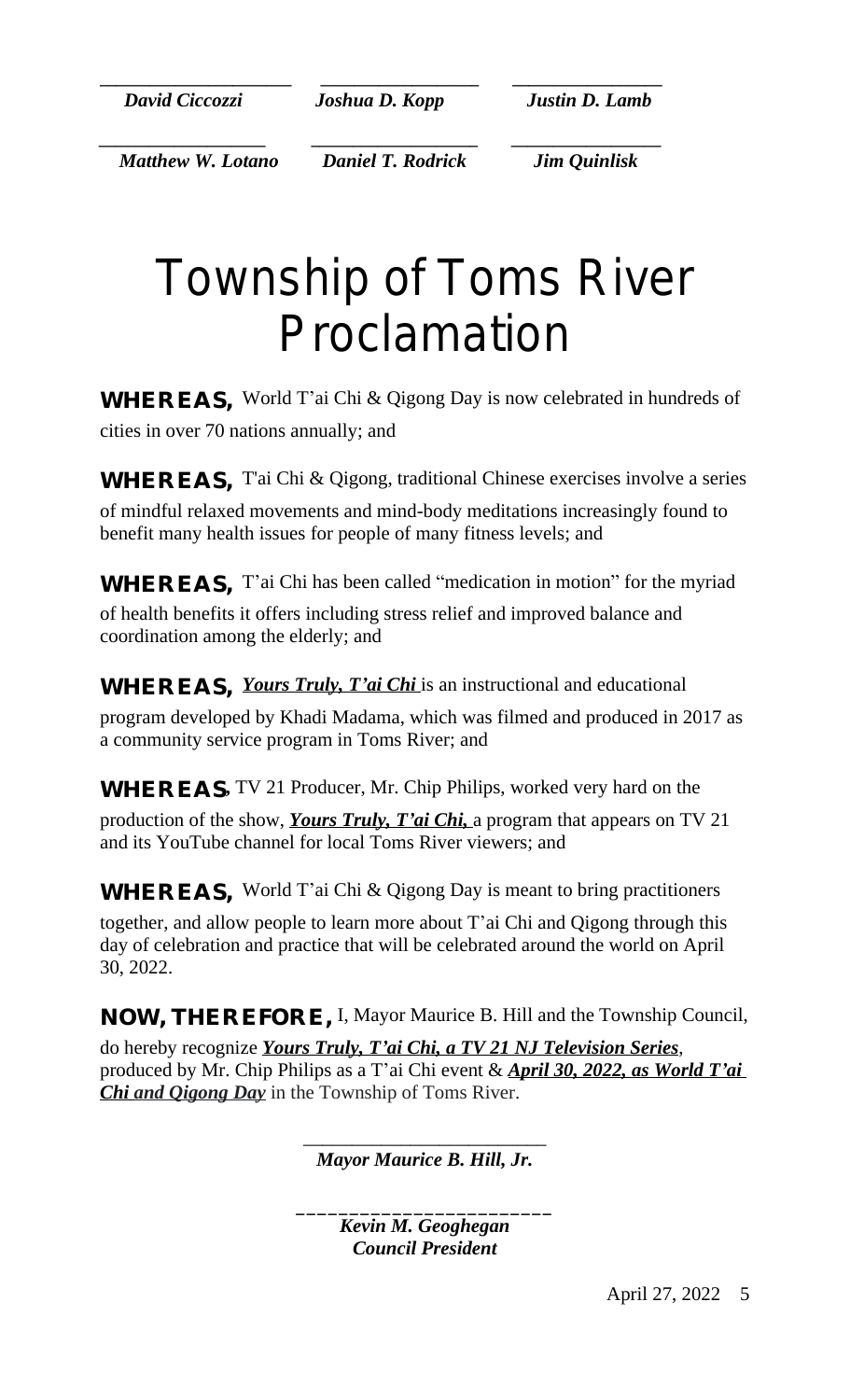_______________ _______________ _______________
***David Ciccozzi*** ***Joshua D. Kopp*** ***Justin D. Lamb***

_______________ _______________ _______________
***Matthew W. Lotano*** ***Daniel T. Rodrick*** ***Jim Quinlisk***

# Township of Toms River Proclamation

**WHEREAS,** World T'ai Chi & Qigong Day is now celebrated in hundreds of cities in over 70 nations annually; and

**WHEREAS,** T'ai Chi & Qigong, traditional Chinese exercises involve a series of mindful relaxed movements and mind-body meditations increasingly found to benefit many health issues for people of many fitness levels; and

**WHEREAS,** T'ai Chi has been called "medication in motion" for the myriad of health benefits it offers including stress relief and improved balance and coordination among the elderly; and

**WHEREAS,** ***Yours Truly, T'ai Chi*** is an instructional and educational program developed by Khadi Madama, which was filmed and produced in 2017 as a community service program in Toms River; and

**WHEREAS,** TV 21 Producer, Mr. Chip Philips, worked very hard on the production of the show, ***Yours Truly, T'ai Chi,*** a program that appears on TV 21 and its YouTube channel for local Toms River viewers; and

**WHEREAS,** World T'ai Chi & Qigong Day is meant to bring practitioners together, and allow people to learn more about T'ai Chi and Qigong through this day of celebration and practice that will be celebrated around the world on April 30, 2022.

**NOW, THEREFORE,** I, Mayor Maurice B. Hill and the Township Council, do hereby recognize ***Yours Truly, T'ai Chi, a TV 21 NJ Television Series***, produced by Mr. Chip Philips as a T'ai Chi event & ***April 30, 2022, as World T'ai Chi and Qigong Day*** in the Township of Toms River.

_______________________
***Mayor Maurice B. Hill, Jr.***

_______________________
***Kevin M. Geoghegan***
***Council President***

April 27, 2022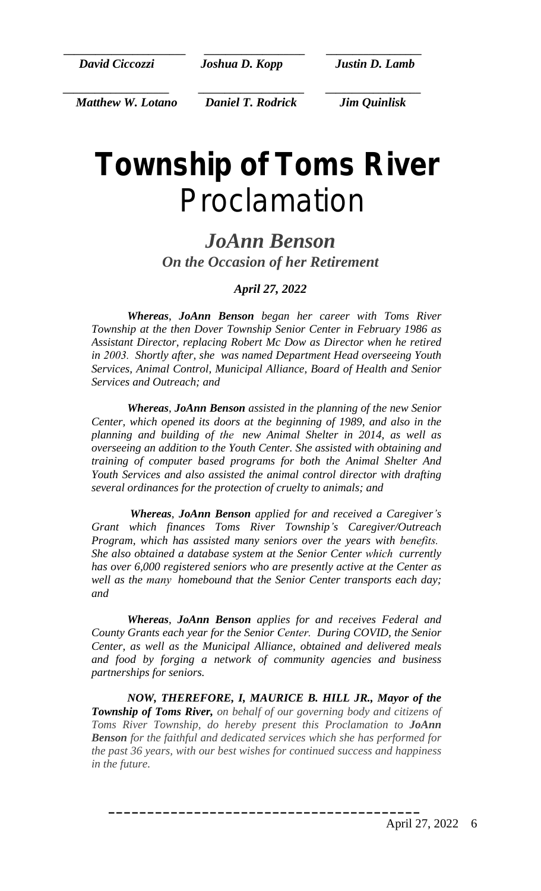\_\_\_\_\_\_\_\_\_\_\_\_\_\_\_\_\_\_\_ \_\_\_\_\_\_\_\_\_\_\_\_\_\_\_\_\_ \_\_\_\_\_\_\_\_\_\_\_\_\_\_\_\_\_

*David Ciccozzi* *Joshua D. Kopp* *Justin D. Lamb*

\_\_\_\_\_\_\_\_\_\_\_\_\_\_\_\_\_\_\_ \_\_\_\_\_\_\_\_\_\_\_\_\_\_\_\_\_ \_\_\_\_\_\_\_\_\_\_\_\_\_\_\_\_\_

*Matthew W. Lotano* *Daniel T. Rodrick* *Jim Quinlisk*

# Township of Toms River
# Proclamation

## *JoAnn Benson*
### *On the Occasion of her Retirement*

***April 27, 2022***

***Whereas**, **JoAnn Benson** began her career with Toms River Township at the then Dover Township Senior Center in February 1986 as Assistant Director, replacing Robert Mc Dow as Director when he retired in 2003. Shortly after, she was named Department Head overseeing Youth Services, Animal Control, Municipal Alliance, Board of Health and Senior Services and Outreach; and*

***Whereas**, **JoAnn Benson** assisted in the planning of the new Senior Center, which opened its doors at the beginning of 1989, and also in the planning and building of the new Animal Shelter in 2014, as well as overseeing an addition to the Youth Center. She assisted with obtaining and training of computer based programs for both the Animal Shelter And Youth Services and also assisted the animal control director with drafting several ordinances for the protection of cruelty to animals; and*

***Whereas**, **JoAnn Benson** applied for and received a Caregiver's Grant which finances Toms River Township's Caregiver/Outreach Program, which has assisted many seniors over the years with benefits. She also obtained a database system at the Senior Center which currently has over 6,000 registered seniors who are presently active at the Center as well as the many homebound that the Senior Center transports each day; and*

***Whereas**, **JoAnn Benson** applies for and receives Federal and County Grants each year for the Senior Center. During COVID, the Senior Center, as well as the Municipal Alliance, obtained and delivered meals and food by forging a network of community agencies and business partnerships for seniors.*

***NOW, THEREFORE, I, MAURICE B. HILL JR., Mayor of the Township of Toms River,** on behalf of our governing body and citizens of Toms River Township, do hereby present this Proclamation to **JoAnn Benson** for the faithful and dedicated services which she has performed for the past 36 years, with our best wishes for continued success and happiness in the future.*

\_\_\_\_\_\_\_\_\_\_\_\_\_\_\_\_\_\_\_\_\_\_\_\_\_\_\_\_\_\_\_\_\_\_\_\_\_\_\_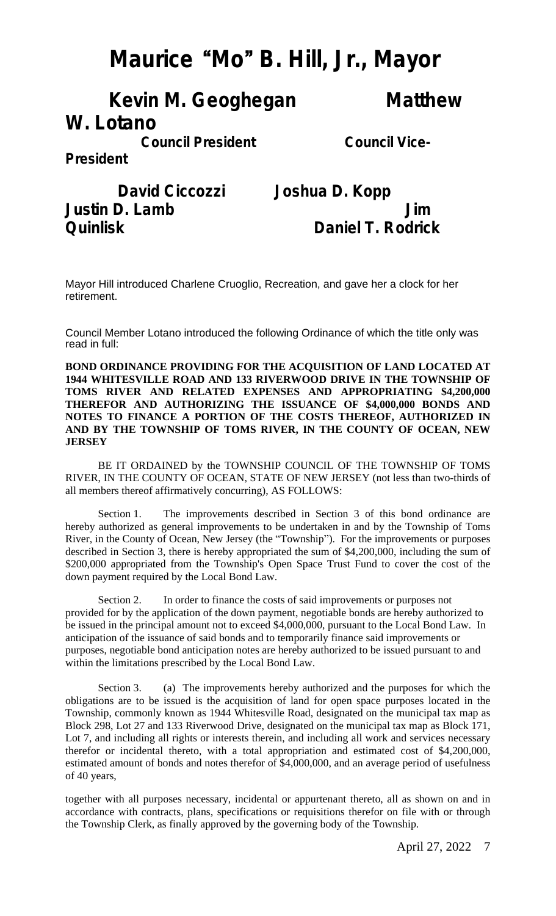# Maurice "Mo" B. Hill, Jr., Mayor

**Kevin M. Geoghegan** — Council President
**Matthew W. Lotano** — Council Vice-President

**David Ciccozzi** **Joshua D. Kopp** **Justin D. Lamb** **Jim Quinlisk** **Daniel T. Rodrick**

Mayor Hill introduced Charlene Cruoglio, Recreation, and gave her a clock for her retirement.

Council Member Lotano introduced the following Ordinance of which the title only was read in full:

**BOND ORDINANCE PROVIDING FOR THE ACQUISITION OF LAND LOCATED AT 1944 WHITESVILLE ROAD AND 133 RIVERWOOD DRIVE IN THE TOWNSHIP OF TOMS RIVER AND RELATED EXPENSES AND APPROPRIATING $4,200,000 THEREFOR AND AUTHORIZING THE ISSUANCE OF $4,000,000 BONDS AND NOTES TO FINANCE A PORTION OF THE COSTS THEREOF, AUTHORIZED IN AND BY THE TOWNSHIP OF TOMS RIVER, IN THE COUNTY OF OCEAN, NEW JERSEY**

BE IT ORDAINED by the TOWNSHIP COUNCIL OF THE TOWNSHIP OF TOMS RIVER, IN THE COUNTY OF OCEAN, STATE OF NEW JERSEY (not less than two-thirds of all members thereof affirmatively concurring), AS FOLLOWS:

Section 1. The improvements described in Section 3 of this bond ordinance are hereby authorized as general improvements to be undertaken in and by the Township of Toms River, in the County of Ocean, New Jersey (the "Township"). For the improvements or purposes described in Section 3, there is hereby appropriated the sum of $4,200,000, including the sum of $200,000 appropriated from the Township's Open Space Trust Fund to cover the cost of the down payment required by the Local Bond Law.

Section 2. In order to finance the costs of said improvements or purposes not provided for by the application of the down payment, negotiable bonds are hereby authorized to be issued in the principal amount not to exceed $4,000,000, pursuant to the Local Bond Law. In anticipation of the issuance of said bonds and to temporarily finance said improvements or purposes, negotiable bond anticipation notes are hereby authorized to be issued pursuant to and within the limitations prescribed by the Local Bond Law.

Section 3. (a) The improvements hereby authorized and the purposes for which the obligations are to be issued is the acquisition of land for open space purposes located in the Township, commonly known as 1944 Whitesville Road, designated on the municipal tax map as Block 298, Lot 27 and 133 Riverwood Drive, designated on the municipal tax map as Block 171, Lot 7, and including all rights or interests therein, and including all work and services necessary therefor or incidental thereto, with a total appropriation and estimated cost of $4,200,000, estimated amount of bonds and notes therefor of $4,000,000, and an average period of usefulness of 40 years,

together with all purposes necessary, incidental or appurtenant thereto, all as shown on and in accordance with contracts, plans, specifications or requisitions therefor on file with or through the Township Clerk, as finally approved by the governing body of the Township.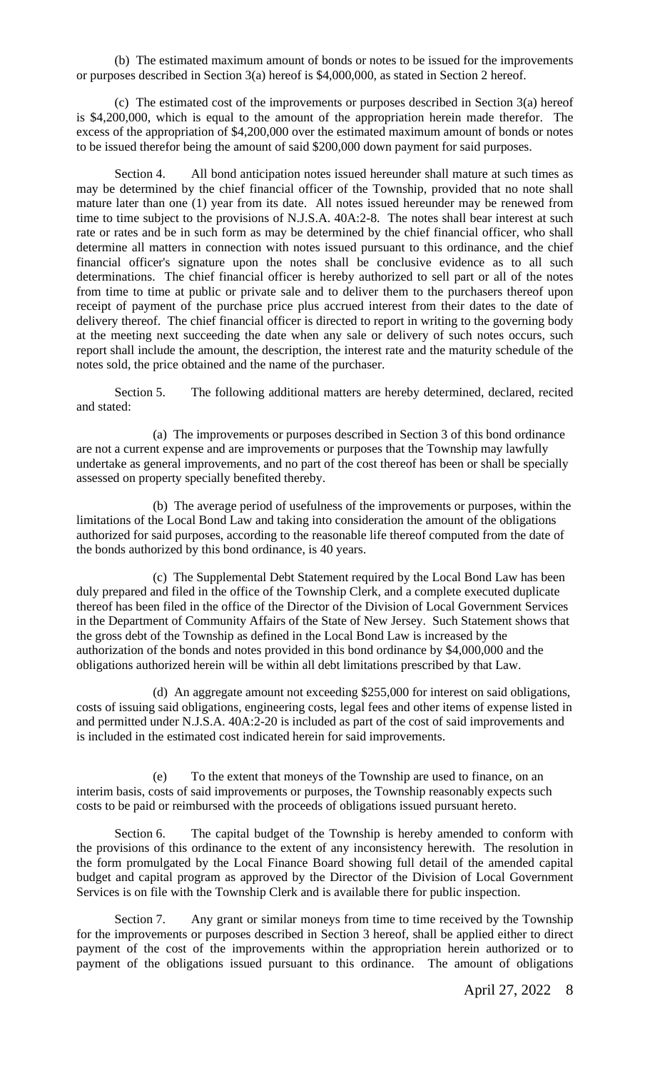(b) The estimated maximum amount of bonds or notes to be issued for the improvements or purposes described in Section 3(a) hereof is $4,000,000, as stated in Section 2 hereof.

(c) The estimated cost of the improvements or purposes described in Section 3(a) hereof is $4,200,000, which is equal to the amount of the appropriation herein made therefor. The excess of the appropriation of $4,200,000 over the estimated maximum amount of bonds or notes to be issued therefor being the amount of said $200,000 down payment for said purposes.

Section 4. All bond anticipation notes issued hereunder shall mature at such times as may be determined by the chief financial officer of the Township, provided that no note shall mature later than one (1) year from its date. All notes issued hereunder may be renewed from time to time subject to the provisions of N.J.S.A. 40A:2-8. The notes shall bear interest at such rate or rates and be in such form as may be determined by the chief financial officer, who shall determine all matters in connection with notes issued pursuant to this ordinance, and the chief financial officer's signature upon the notes shall be conclusive evidence as to all such determinations. The chief financial officer is hereby authorized to sell part or all of the notes from time to time at public or private sale and to deliver them to the purchasers thereof upon receipt of payment of the purchase price plus accrued interest from their dates to the date of delivery thereof. The chief financial officer is directed to report in writing to the governing body at the meeting next succeeding the date when any sale or delivery of such notes occurs, such report shall include the amount, the description, the interest rate and the maturity schedule of the notes sold, the price obtained and the name of the purchaser.

Section 5. The following additional matters are hereby determined, declared, recited and stated:

(a) The improvements or purposes described in Section 3 of this bond ordinance are not a current expense and are improvements or purposes that the Township may lawfully undertake as general improvements, and no part of the cost thereof has been or shall be specially assessed on property specially benefited thereby.

(b) The average period of usefulness of the improvements or purposes, within the limitations of the Local Bond Law and taking into consideration the amount of the obligations authorized for said purposes, according to the reasonable life thereof computed from the date of the bonds authorized by this bond ordinance, is 40 years.

(c) The Supplemental Debt Statement required by the Local Bond Law has been duly prepared and filed in the office of the Township Clerk, and a complete executed duplicate thereof has been filed in the office of the Director of the Division of Local Government Services in the Department of Community Affairs of the State of New Jersey. Such Statement shows that the gross debt of the Township as defined in the Local Bond Law is increased by the authorization of the bonds and notes provided in this bond ordinance by $4,000,000 and the obligations authorized herein will be within all debt limitations prescribed by that Law.

(d) An aggregate amount not exceeding $255,000 for interest on said obligations, costs of issuing said obligations, engineering costs, legal fees and other items of expense listed in and permitted under N.J.S.A. 40A:2-20 is included as part of the cost of said improvements and is included in the estimated cost indicated herein for said improvements.

(e) To the extent that moneys of the Township are used to finance, on an interim basis, costs of said improvements or purposes, the Township reasonably expects such costs to be paid or reimbursed with the proceeds of obligations issued pursuant hereto.

Section 6. The capital budget of the Township is hereby amended to conform with the provisions of this ordinance to the extent of any inconsistency herewith. The resolution in the form promulgated by the Local Finance Board showing full detail of the amended capital budget and capital program as approved by the Director of the Division of Local Government Services is on file with the Township Clerk and is available there for public inspection.

Section 7. Any grant or similar moneys from time to time received by the Township for the improvements or purposes described in Section 3 hereof, shall be applied either to direct payment of the cost of the improvements within the appropriation herein authorized or to payment of the obligations issued pursuant to this ordinance. The amount of obligations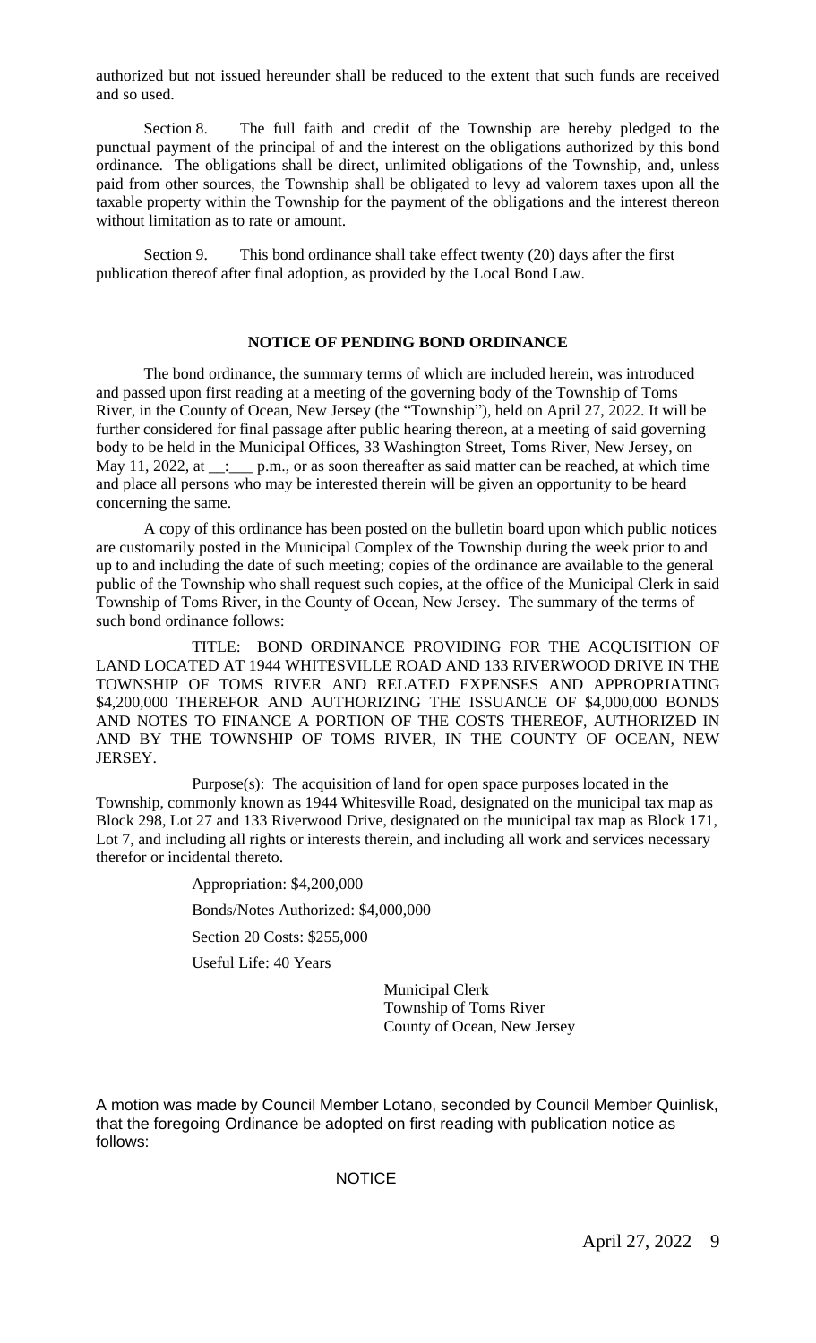authorized but not issued hereunder shall be reduced to the extent that such funds are received and so used.

Section 8. The full faith and credit of the Township are hereby pledged to the punctual payment of the principal of and the interest on the obligations authorized by this bond ordinance. The obligations shall be direct, unlimited obligations of the Township, and, unless paid from other sources, the Township shall be obligated to levy ad valorem taxes upon all the taxable property within the Township for the payment of the obligations and the interest thereon without limitation as to rate or amount.

Section 9. This bond ordinance shall take effect twenty (20) days after the first publication thereof after final adoption, as provided by the Local Bond Law.

**NOTICE OF PENDING BOND ORDINANCE**

The bond ordinance, the summary terms of which are included herein, was introduced and passed upon first reading at a meeting of the governing body of the Township of Toms River, in the County of Ocean, New Jersey (the "Township"), held on April 27, 2022. It will be further considered for final passage after public hearing thereon, at a meeting of said governing body to be held in the Municipal Offices, 33 Washington Street, Toms River, New Jersey, on May 11, 2022, at __:___ p.m., or as soon thereafter as said matter can be reached, at which time and place all persons who may be interested therein will be given an opportunity to be heard concerning the same.

A copy of this ordinance has been posted on the bulletin board upon which public notices are customarily posted in the Municipal Complex of the Township during the week prior to and up to and including the date of such meeting; copies of the ordinance are available to the general public of the Township who shall request such copies, at the office of the Municipal Clerk in said Township of Toms River, in the County of Ocean, New Jersey. The summary of the terms of such bond ordinance follows:

TITLE: BOND ORDINANCE PROVIDING FOR THE ACQUISITION OF LAND LOCATED AT 1944 WHITESVILLE ROAD AND 133 RIVERWOOD DRIVE IN THE TOWNSHIP OF TOMS RIVER AND RELATED EXPENSES AND APPROPRIATING $4,200,000 THEREFOR AND AUTHORIZING THE ISSUANCE OF $4,000,000 BONDS AND NOTES TO FINANCE A PORTION OF THE COSTS THEREOF, AUTHORIZED IN AND BY THE TOWNSHIP OF TOMS RIVER, IN THE COUNTY OF OCEAN, NEW JERSEY.

Purpose(s): The acquisition of land for open space purposes located in the Township, commonly known as 1944 Whitesville Road, designated on the municipal tax map as Block 298, Lot 27 and 133 Riverwood Drive, designated on the municipal tax map as Block 171, Lot 7, and including all rights or interests therein, and including all work and services necessary therefor or incidental thereto.

Appropriation: $4,200,000

Bonds/Notes Authorized: $4,000,000

Section 20 Costs: $255,000

Useful Life: 40 Years

Municipal Clerk
Township of Toms River
County of Ocean, New Jersey

A motion was made by Council Member Lotano, seconded by Council Member Quinlisk, that the foregoing Ordinance be adopted on first reading with publication notice as follows:

NOTICE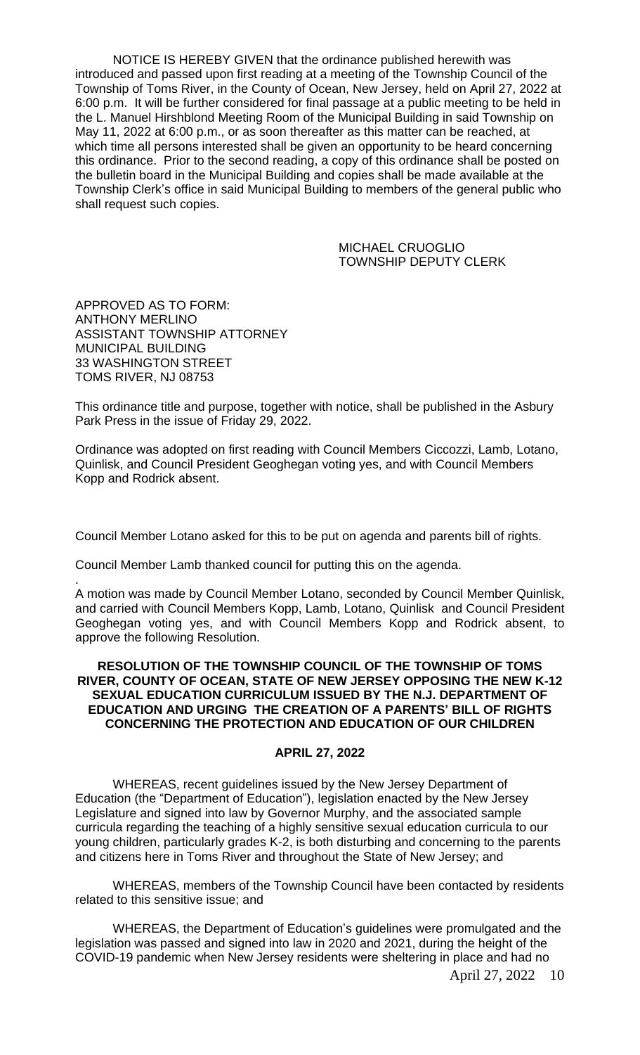NOTICE IS HEREBY GIVEN that the ordinance published herewith was introduced and passed upon first reading at a meeting of the Township Council of the Township of Toms River, in the County of Ocean, New Jersey, held on April 27, 2022 at 6:00 p.m. It will be further considered for final passage at a public meeting to be held in the L. Manuel Hirshblond Meeting Room of the Municipal Building in said Township on May 11, 2022 at 6:00 p.m., or as soon thereafter as this matter can be reached, at which time all persons interested shall be given an opportunity to be heard concerning this ordinance. Prior to the second reading, a copy of this ordinance shall be posted on the bulletin board in the Municipal Building and copies shall be made available at the Township Clerk's office in said Municipal Building to members of the general public who shall request such copies.

MICHAEL CRUOGLIO
TOWNSHIP DEPUTY CLERK

APPROVED AS TO FORM:
ANTHONY MERLINO
ASSISTANT TOWNSHIP ATTORNEY
MUNICIPAL BUILDING
33 WASHINGTON STREET
TOMS RIVER, NJ 08753

This ordinance title and purpose, together with notice, shall be published in the Asbury Park Press in the issue of Friday 29, 2022.

Ordinance was adopted on first reading with Council Members Ciccozzi, Lamb, Lotano, Quinlisk, and Council President Geoghegan voting yes, and with Council Members Kopp and Rodrick absent.

Council Member Lotano asked for this to be put on agenda and parents bill of rights.

Council Member Lamb thanked council for putting this on the agenda.

.
A motion was made by Council Member Lotano, seconded by Council Member Quinlisk, and carried with Council Members Kopp, Lamb, Lotano, Quinlisk and Council President Geoghegan voting yes, and with Council Members Kopp and Rodrick absent, to approve the following Resolution.

**RESOLUTION OF THE TOWNSHIP COUNCIL OF THE TOWNSHIP OF TOMS RIVER, COUNTY OF OCEAN, STATE OF NEW JERSEY OPPOSING THE NEW K-12 SEXUAL EDUCATION CURRICULUM ISSUED BY THE N.J. DEPARTMENT OF EDUCATION AND URGING THE CREATION OF A PARENTS' BILL OF RIGHTS CONCERNING THE PROTECTION AND EDUCATION OF OUR CHILDREN**

**APRIL 27, 2022**

WHEREAS, recent guidelines issued by the New Jersey Department of Education (the "Department of Education"), legislation enacted by the New Jersey Legislature and signed into law by Governor Murphy, and the associated sample curricula regarding the teaching of a highly sensitive sexual education curricula to our young children, particularly grades K-2, is both disturbing and concerning to the parents and citizens here in Toms River and throughout the State of New Jersey; and

WHEREAS, members of the Township Council have been contacted by residents related to this sensitive issue; and

WHEREAS, the Department of Education's guidelines were promulgated and the legislation was passed and signed into law in 2020 and 2021, during the height of the COVID-19 pandemic when New Jersey residents were sheltering in place and had no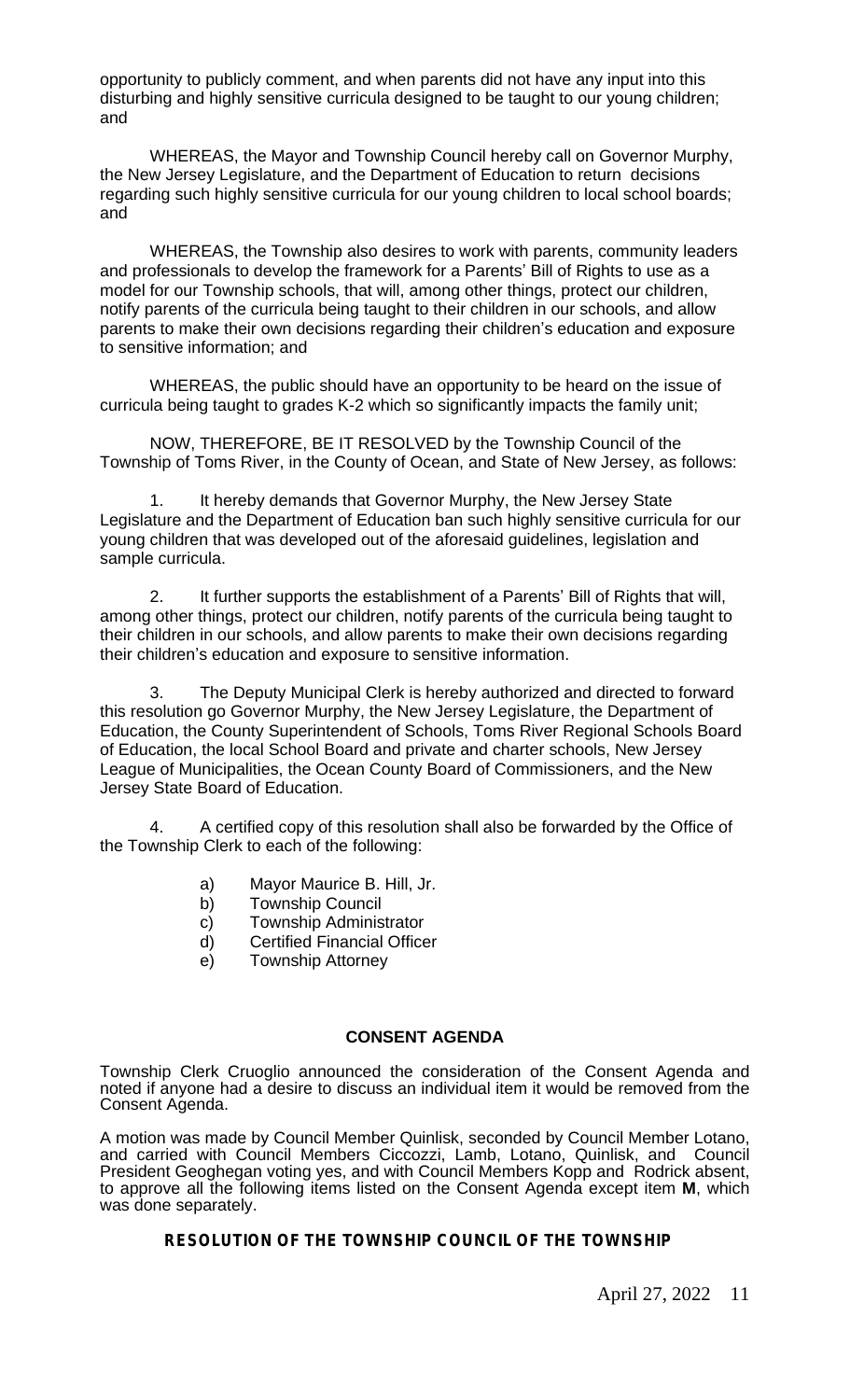opportunity to publicly comment, and when parents did not have any input into this disturbing and highly sensitive curricula designed to be taught to our young children; and

WHEREAS, the Mayor and Township Council hereby call on Governor Murphy, the New Jersey Legislature, and the Department of Education to return decisions regarding such highly sensitive curricula for our young children to local school boards; and

WHEREAS, the Township also desires to work with parents, community leaders and professionals to develop the framework for a Parents' Bill of Rights to use as a model for our Township schools, that will, among other things, protect our children, notify parents of the curricula being taught to their children in our schools, and allow parents to make their own decisions regarding their children's education and exposure to sensitive information; and

WHEREAS, the public should have an opportunity to be heard on the issue of curricula being taught to grades K-2 which so significantly impacts the family unit;

NOW, THEREFORE, BE IT RESOLVED by the Township Council of the Township of Toms River, in the County of Ocean, and State of New Jersey, as follows:

1. It hereby demands that Governor Murphy, the New Jersey State Legislature and the Department of Education ban such highly sensitive curricula for our young children that was developed out of the aforesaid guidelines, legislation and sample curricula.

2. It further supports the establishment of a Parents' Bill of Rights that will, among other things, protect our children, notify parents of the curricula being taught to their children in our schools, and allow parents to make their own decisions regarding their children's education and exposure to sensitive information.

3. The Deputy Municipal Clerk is hereby authorized and directed to forward this resolution go Governor Murphy, the New Jersey Legislature, the Department of Education, the County Superintendent of Schools, Toms River Regional Schools Board of Education, the local School Board and private and charter schools, New Jersey League of Municipalities, the Ocean County Board of Commissioners, and the New Jersey State Board of Education.

4. A certified copy of this resolution shall also be forwarded by the Office of the Township Clerk to each of the following:

a) Mayor Maurice B. Hill, Jr.
b) Township Council
c) Township Administrator
d) Certified Financial Officer
e) Township Attorney

**CONSENT AGENDA**

Township Clerk Cruoglio announced the consideration of the Consent Agenda and noted if anyone had a desire to discuss an individual item it would be removed from the Consent Agenda.

A motion was made by Council Member Quinlisk, seconded by Council Member Lotano, and carried with Council Members Ciccozzi, Lamb, Lotano, Quinlisk, and Council President Geoghegan voting yes, and with Council Members Kopp and Rodrick absent, to approve all the following items listed on the Consent Agenda except item **M**, which was done separately.

**RESOLUTION OF THE TOWNSHIP COUNCIL OF THE TOWNSHIP**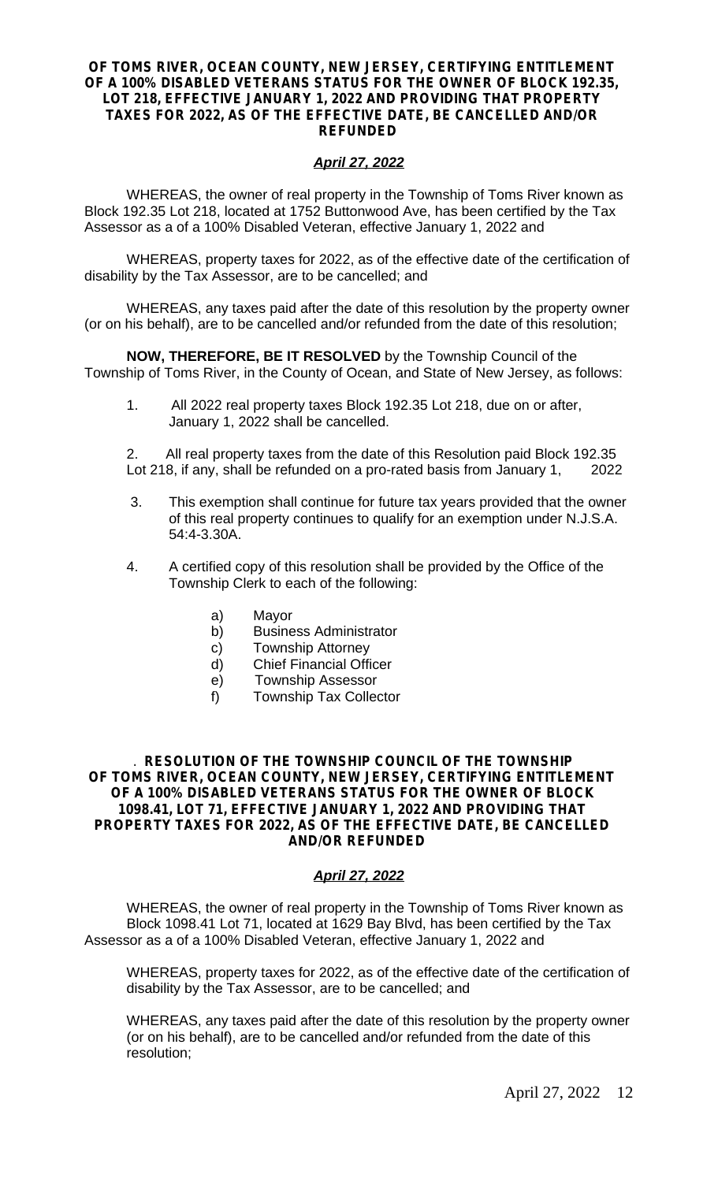**OF TOMS RIVER, OCEAN COUNTY, NEW JERSEY, CERTIFYING ENTITLEMENT OF A 100% DISABLED VETERANS STATUS FOR THE OWNER OF BLOCK 192.35, LOT 218, EFFECTIVE JANUARY 1, 2022 AND PROVIDING THAT PROPERTY TAXES FOR 2022, AS OF THE EFFECTIVE DATE, BE CANCELLED AND/OR REFUNDED**

***April 27, 2022***

WHEREAS, the owner of real property in the Township of Toms River known as Block 192.35 Lot 218, located at 1752 Buttonwood Ave, has been certified by the Tax Assessor as a of a 100% Disabled Veteran, effective January 1, 2022 and

WHEREAS, property taxes for 2022, as of the effective date of the certification of disability by the Tax Assessor, are to be cancelled; and

WHEREAS, any taxes paid after the date of this resolution by the property owner (or on his behalf), are to be cancelled and/or refunded from the date of this resolution;

**NOW, THEREFORE, BE IT RESOLVED** by the Township Council of the Township of Toms River, in the County of Ocean, and State of New Jersey, as follows:

1. All 2022 real property taxes Block 192.35 Lot 218, due on or after, January 1, 2022 shall be cancelled.

2. All real property taxes from the date of this Resolution paid Block 192.35 Lot 218, if any, shall be refunded on a pro-rated basis from January 1, 2022

3. This exemption shall continue for future tax years provided that the owner of this real property continues to qualify for an exemption under N.J.S.A. 54:4-3.30A.

4. A certified copy of this resolution shall be provided by the Office of the Township Clerk to each of the following:

   a) Mayor
   b) Business Administrator
   c) Township Attorney
   d) Chief Financial Officer
   e) Township Assessor
   f) Township Tax Collector

. **RESOLUTION OF THE TOWNSHIP COUNCIL OF THE TOWNSHIP OF TOMS RIVER, OCEAN COUNTY, NEW JERSEY, CERTIFYING ENTITLEMENT OF A 100% DISABLED VETERANS STATUS FOR THE OWNER OF BLOCK 1098.41, LOT 71, EFFECTIVE JANUARY 1, 2022 AND PROVIDING THAT PROPERTY TAXES FOR 2022, AS OF THE EFFECTIVE DATE, BE CANCELLED AND/OR REFUNDED**

***April 27, 2022***

WHEREAS, the owner of real property in the Township of Toms River known as Block 1098.41 Lot 71, located at 1629 Bay Blvd, has been certified by the Tax Assessor as a of a 100% Disabled Veteran, effective January 1, 2022 and

WHEREAS, property taxes for 2022, as of the effective date of the certification of disability by the Tax Assessor, are to be cancelled; and

WHEREAS, any taxes paid after the date of this resolution by the property owner (or on his behalf), are to be cancelled and/or refunded from the date of this resolution;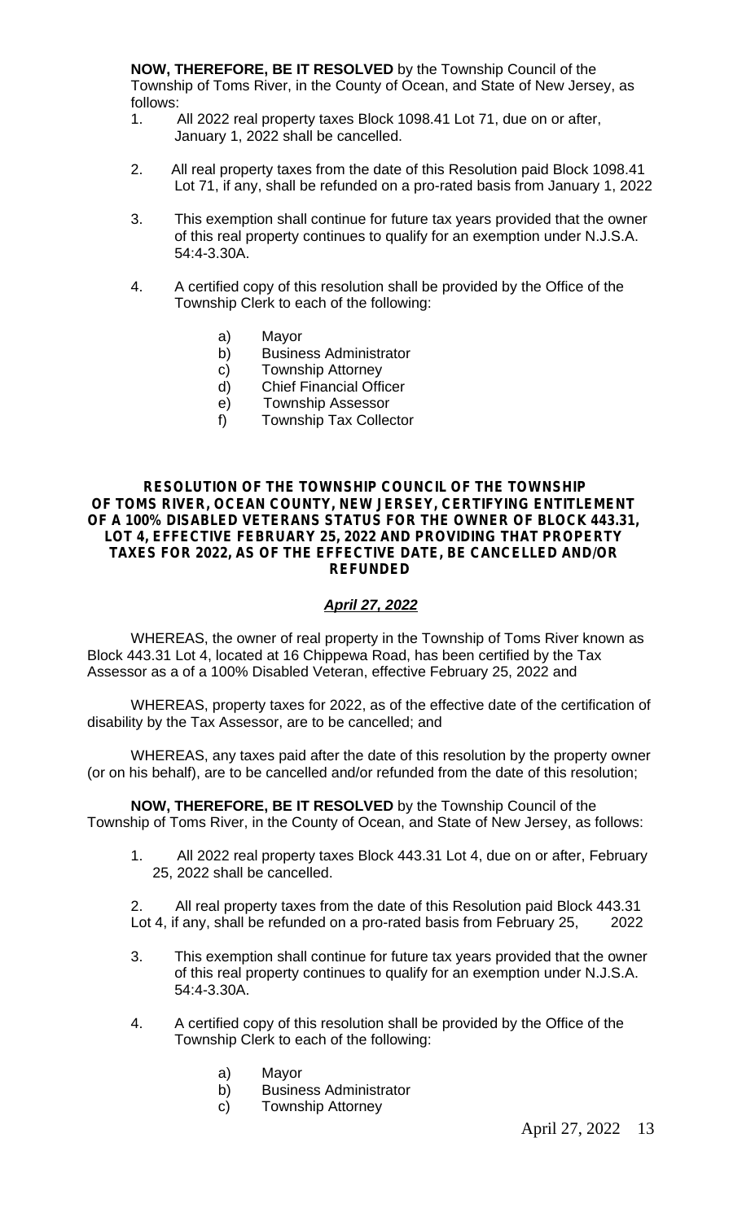**NOW, THEREFORE, BE IT RESOLVED** by the Township Council of the Township of Toms River, in the County of Ocean, and State of New Jersey, as follows:

1. All 2022 real property taxes Block 1098.41 Lot 71, due on or after, January 1, 2022 shall be cancelled.

2. All real property taxes from the date of this Resolution paid Block 1098.41 Lot 71, if any, shall be refunded on a pro-rated basis from January 1, 2022

3. This exemption shall continue for future tax years provided that the owner of this real property continues to qualify for an exemption under N.J.S.A. 54:4-3.30A.

4. A certified copy of this resolution shall be provided by the Office of the Township Clerk to each of the following:

    a) Mayor
    b) Business Administrator
    c) Township Attorney
    d) Chief Financial Officer
    e) Township Assessor
    f) Township Tax Collector

**RESOLUTION OF THE TOWNSHIP COUNCIL OF THE TOWNSHIP OF TOMS RIVER, OCEAN COUNTY, NEW JERSEY, CERTIFYING ENTITLEMENT OF A 100% DISABLED VETERANS STATUS FOR THE OWNER OF BLOCK 443.31, LOT 4, EFFECTIVE FEBRUARY 25, 2022 AND PROVIDING THAT PROPERTY TAXES FOR 2022, AS OF THE EFFECTIVE DATE, BE CANCELLED AND/OR REFUNDED**

***April 27, 2022***

WHEREAS, the owner of real property in the Township of Toms River known as Block 443.31 Lot 4, located at 16 Chippewa Road, has been certified by the Tax Assessor as a of a 100% Disabled Veteran, effective February 25, 2022 and

WHEREAS, property taxes for 2022, as of the effective date of the certification of disability by the Tax Assessor, are to be cancelled; and

WHEREAS, any taxes paid after the date of this resolution by the property owner (or on his behalf), are to be cancelled and/or refunded from the date of this resolution;

**NOW, THEREFORE, BE IT RESOLVED** by the Township Council of the Township of Toms River, in the County of Ocean, and State of New Jersey, as follows:

1. All 2022 real property taxes Block 443.31 Lot 4, due on or after, February 25, 2022 shall be cancelled.

2. All real property taxes from the date of this Resolution paid Block 443.31 Lot 4, if any, shall be refunded on a pro-rated basis from February 25, 2022

3. This exemption shall continue for future tax years provided that the owner of this real property continues to qualify for an exemption under N.J.S.A. 54:4-3.30A.

4. A certified copy of this resolution shall be provided by the Office of the Township Clerk to each of the following:

    a) Mayor
    b) Business Administrator
    c) Township Attorney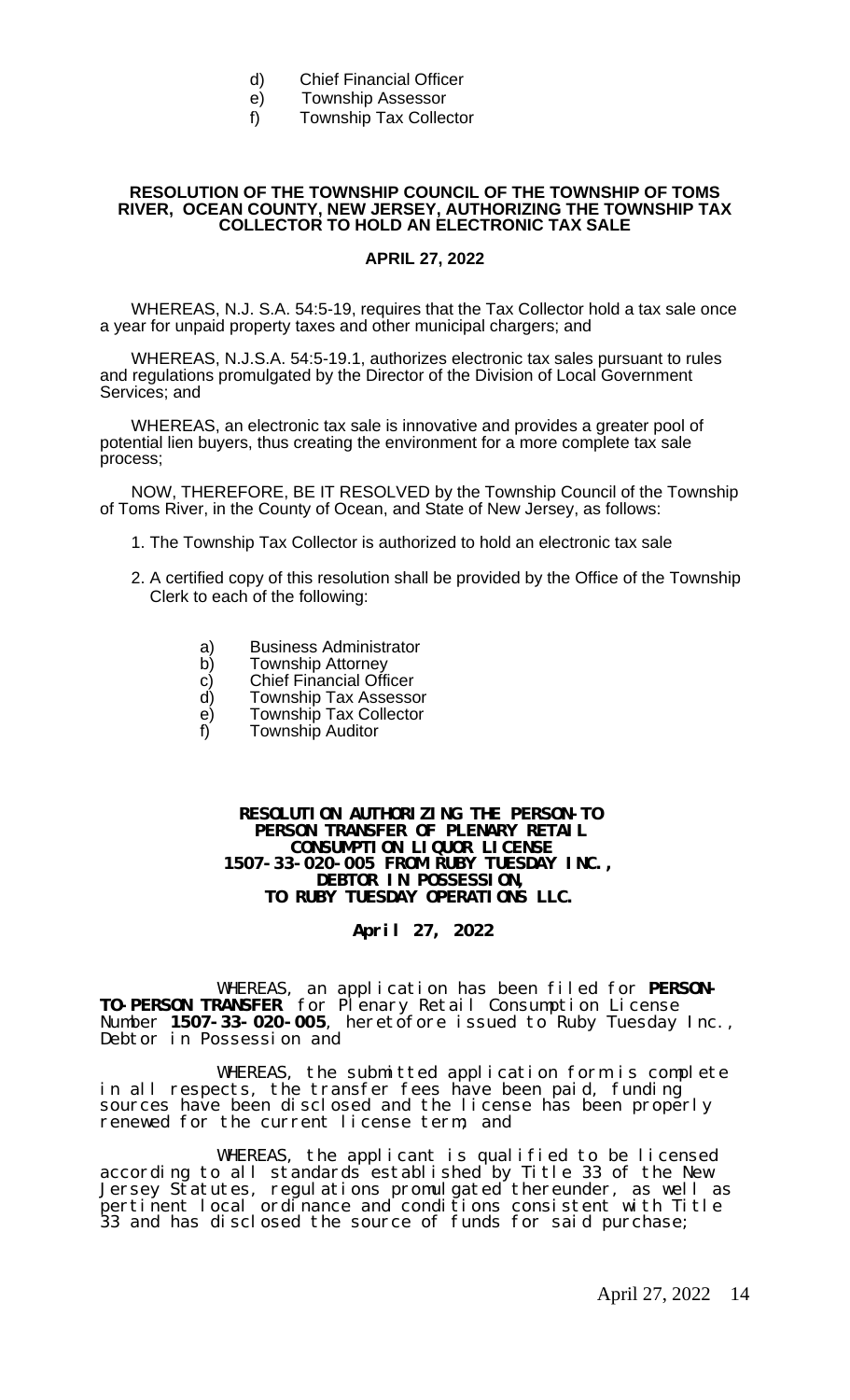d) Chief Financial Officer
e) Township Assessor
f) Township Tax Collector

**RESOLUTION OF THE TOWNSHIP COUNCIL OF THE TOWNSHIP OF TOMS RIVER, OCEAN COUNTY, NEW JERSEY, AUTHORIZING THE TOWNSHIP TAX COLLECTOR TO HOLD AN ELECTRONIC TAX SALE**

**APRIL 27, 2022**

WHEREAS, N.J. S.A. 54:5-19, requires that the Tax Collector hold a tax sale once a year for unpaid property taxes and other municipal chargers; and

WHEREAS, N.J.S.A. 54:5-19.1, authorizes electronic tax sales pursuant to rules and regulations promulgated by the Director of the Division of Local Government Services; and

WHEREAS, an electronic tax sale is innovative and provides a greater pool of potential lien buyers, thus creating the environment for a more complete tax sale process;

NOW, THEREFORE, BE IT RESOLVED by the Township Council of the Township of Toms River, in the County of Ocean, and State of New Jersey, as follows:

1. The Township Tax Collector is authorized to hold an electronic tax sale

2. A certified copy of this resolution shall be provided by the Office of the Township Clerk to each of the following:

   a) Business Administrator
   b) Township Attorney
   c) Chief Financial Officer
   d) Township Tax Assessor
   e) Township Tax Collector
   f) Township Auditor

**RESOLUTION AUTHORIZING THE PERSON-TO PERSON TRANSFER OF PLENARY RETAIL CONSUMPTION LIQUOR LICENSE 1507-33-020-005 FROM RUBY TUESDAY INC., DEBTOR IN POSSESSION, TO RUBY TUESDAY OPERATIONS LLC.**

**April 27, 2022**

WHEREAS, an application has been filed for **PERSON-TO-PERSON TRANSFER** for Plenary Retail Consumption License Number **1507-33-020-005**, heretofore issued to Ruby Tuesday Inc., Debtor in Possession and

WHEREAS, the submitted application form is complete in all respects, the transfer fees have been paid, funding sources have been disclosed and the license has been properly renewed for the current license term; and

WHEREAS, the applicant is qualified to be licensed according to all standards established by Title 33 of the New Jersey Statutes, regulations promulgated thereunder, as well as pertinent local ordinance and conditions consistent with Title 33 and has disclosed the source of funds for said purchase;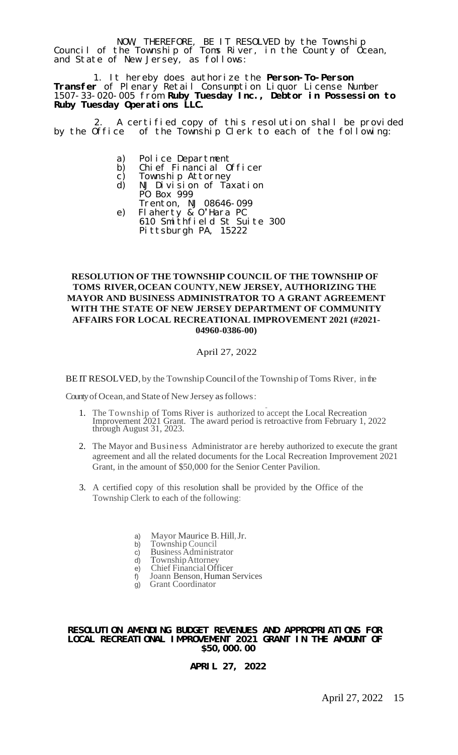NOW, THEREFORE, BE IT RESOLVED by the Township Council of the Township of Toms River, in the County of Ocean, and State of New Jersey, as follows:

1. It hereby does authorize the **Person-To-Person Transfer** of Plenary Retail Consumption Liquor License Number 1507-33-020-005 from **Ruby Tuesday Inc., Debtor in Possession to Ruby Tuesday Operations LLC.**

2. A certified copy of this resolution shall be provided by the Office of the Township Clerk to each of the following:

a) Police Department
b) Chief Financial Officer
c) Township Attorney
d) NJ Division of Taxation
   PO Box 999
   Trenton, NJ 08646-099
e) Flaherty & O'Hara PC
   610 Smithfield St Suite 300
   Pittsburgh PA, 15222

**RESOLUTION OF THE TOWNSHIP COUNCIL OF THE TOWNSHIP OF TOMS RIVER, OCEAN COUNTY, NEW JERSEY, AUTHORIZING THE MAYOR AND BUSINESS ADMINISTRATOR TO A GRANT AGREEMENT WITH THE STATE OF NEW JERSEY DEPARTMENT OF COMMUNITY AFFAIRS FOR LOCAL RECREATIONAL IMPROVEMENT 2021 (#2021-04960-0386-00)**

April 27, 2022

BE IT RESOLVED, by the Township Council of the Township of Toms River, in the County of Ocean, and State of New Jersey as follows:

1. The Township of Toms River is authorized to accept the Local Recreation Improvement 2021 Grant. The award period is retroactive from February 1, 2022 through August 31, 2023.
2. The Mayor and Business Administrator are hereby authorized to execute the grant agreement and all the related documents for the Local Recreation Improvement 2021 Grant, in the amount of $50,000 for the Senior Center Pavilion.
3. A certified copy of this resolution shall be provided by the Office of the Township Clerk to each of the following:

a) Mayor Maurice B. Hill, Jr.
b) Township Council
c) Business Administrator
d) Township Attorney
e) Chief Financial Officer
f) Joann Benson, Human Services
g) Grant Coordinator

**RESOLUTION AMENDING BUDGET REVENUES AND APPROPRIATIONS FOR LOCAL RECREATIONAL IMPROVEMENT 2021 GRANT IN THE AMOUNT OF $50,000.00**

**APRIL 27, 2022**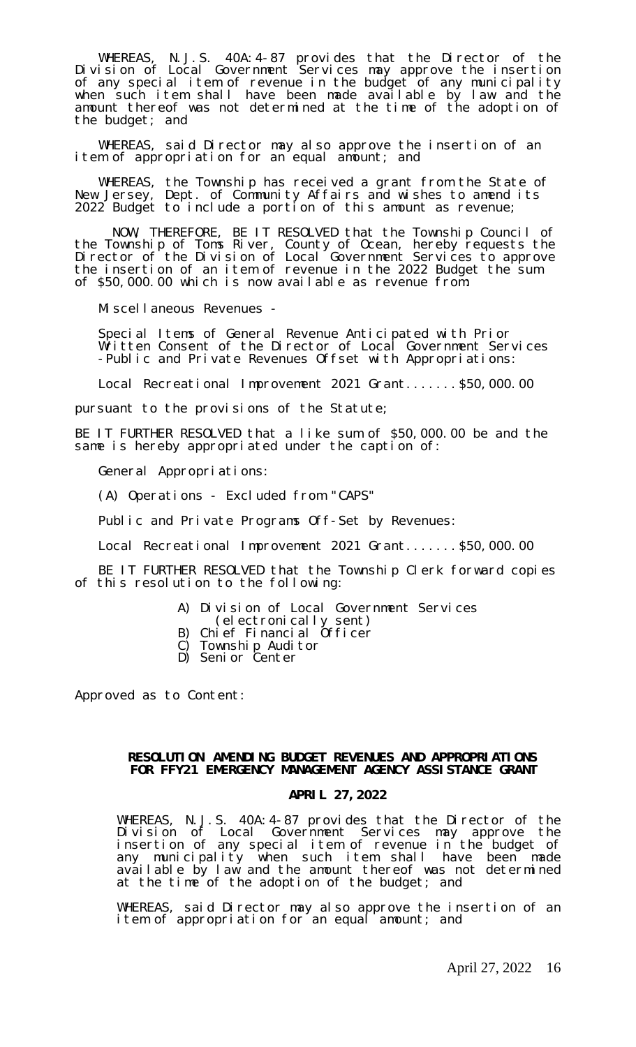WHEREAS, N.J.S. 40A:4-87 provides that the Director of the Division of Local Government Services may approve the insertion of any special item of revenue in the budget of any municipality when such item shall have been made available by law and the amount thereof was not determined at the time of the adoption of the budget; and

WHEREAS, said Director may also approve the insertion of an item of appropriation for an equal amount; and

WHEREAS, the Township has received a grant from the State of New Jersey, Dept. of Community Affairs and wishes to amend its 2022 Budget to include a portion of this amount as revenue;

NOW, THEREFORE, BE IT RESOLVED that the Township Council of the Township of Toms River, County of Ocean, hereby requests the Director of the Division of Local Government Services to approve the insertion of an item of revenue in the 2022 Budget the sum of $50,000.00 which is now available as revenue from:

Miscellaneous Revenues -

Special Items of General Revenue Anticipated with Prior Written Consent of the Director of Local Government Services -Public and Private Revenues Offset with Appropriations:

Local Recreational Improvement 2021 Grant.......$50,000.00

pursuant to the provisions of the Statute;

BE IT FURTHER RESOLVED that a like sum of $50,000.00 be and the same is hereby appropriated under the caption of:

General Appropriations:

(A) Operations - Excluded from "CAPS"

Public and Private Programs Off-Set by Revenues:

Local Recreational Improvement 2021 Grant.......$50,000.00

BE IT FURTHER RESOLVED that the Township Clerk forward copies of this resolution to the following:

A) Division of Local Government Services (electronically sent)
B) Chief Financial Officer
C) Township Auditor
D) Senior Center

Approved as to Content:

**RESOLUTION AMENDING BUDGET REVENUES AND APPROPRIATIONS FOR FFY21 EMERGENCY MANAGEMENT AGENCY ASSISTANCE GRANT**

**APRIL 27, 2022**

WHEREAS, N.J.S. 40A:4-87 provides that the Director of the Division of Local Government Services may approve the insertion of any special item of revenue in the budget of any municipality when such item shall have been made available by law and the amount thereof was not determined at the time of the adoption of the budget; and

WHEREAS, said Director may also approve the insertion of an item of appropriation for an equal amount; and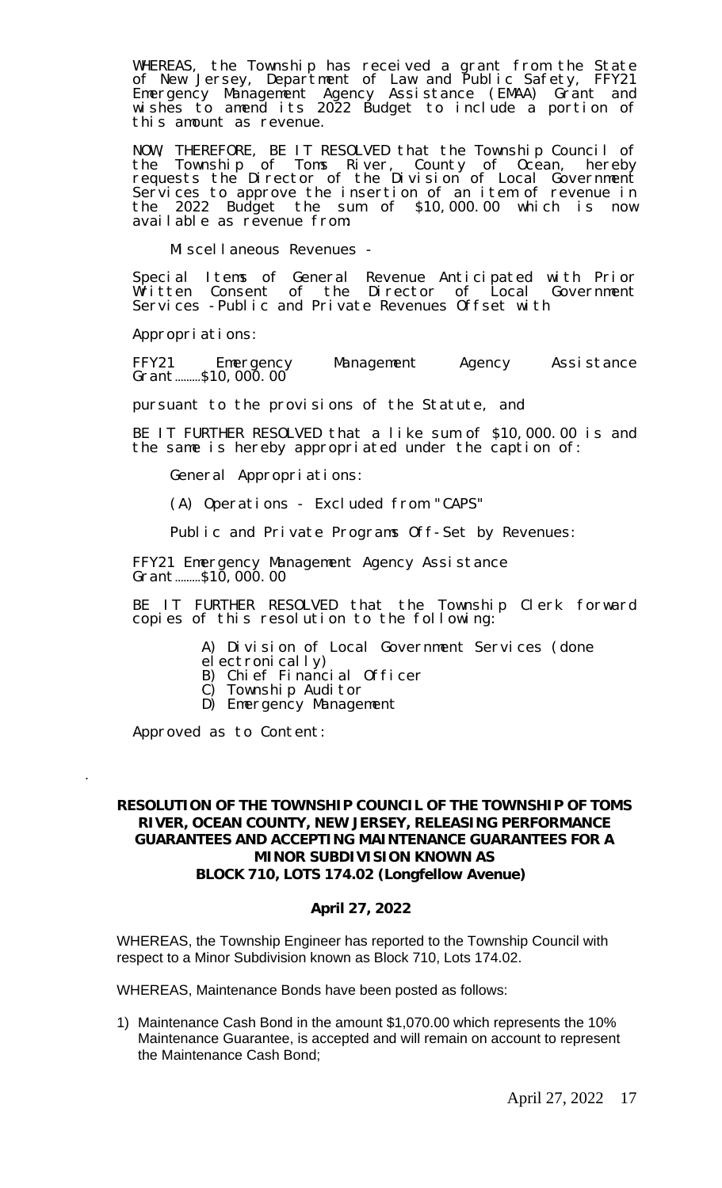WHEREAS, the Township has received a grant from the State of New Jersey, Department of Law and Public Safety, FFY21 Emergency Management Agency Assistance (EMAA) Grant and wishes to amend its 2022 Budget to include a portion of this amount as revenue.

NOW, THEREFORE, BE IT RESOLVED that the Township Council of the Township of Toms River, County of Ocean, hereby requests the Director of the Division of Local Government Services to approve the insertion of an item of revenue in the 2022 Budget the sum of $10,000.00 which is now available as revenue from:

Miscellaneous Revenues -

Special Items of General Revenue Anticipated with Prior Written Consent of the Director of Local Government Services -Public and Private Revenues Offset with

Appropriations:

FFY21 Emergency Management Agency Assistance Grant.........$10,000.00

pursuant to the provisions of the Statute, and

BE IT FURTHER RESOLVED that a like sum of $10,000.00 is and the same is hereby appropriated under the caption of:

General Appropriations:

(A) Operations - Excluded from "CAPS"

Public and Private Programs Off-Set by Revenues:

FFY21 Emergency Management Agency Assistance Grant.........$10,000.00

BE IT FURTHER RESOLVED that the Township Clerk forward copies of this resolution to the following:

A) Division of Local Government Services (done electronically)
B) Chief Financial Officer
C) Township Auditor
D) Emergency Management

Approved as to Content:

.

**RESOLUTION OF THE TOWNSHIP COUNCIL OF THE TOWNSHIP OF TOMS RIVER, OCEAN COUNTY, NEW JERSEY, RELEASING PERFORMANCE GUARANTEES AND ACCEPTING MAINTENANCE GUARANTEES FOR A MINOR SUBDIVISION KNOWN AS BLOCK 710, LOTS 174.02 (Longfellow Avenue)**

**April 27, 2022**

WHEREAS, the Township Engineer has reported to the Township Council with respect to a Minor Subdivision known as Block 710, Lots 174.02.

WHEREAS, Maintenance Bonds have been posted as follows:

1) Maintenance Cash Bond in the amount $1,070.00 which represents the 10% Maintenance Guarantee, is accepted and will remain on account to represent the Maintenance Cash Bond;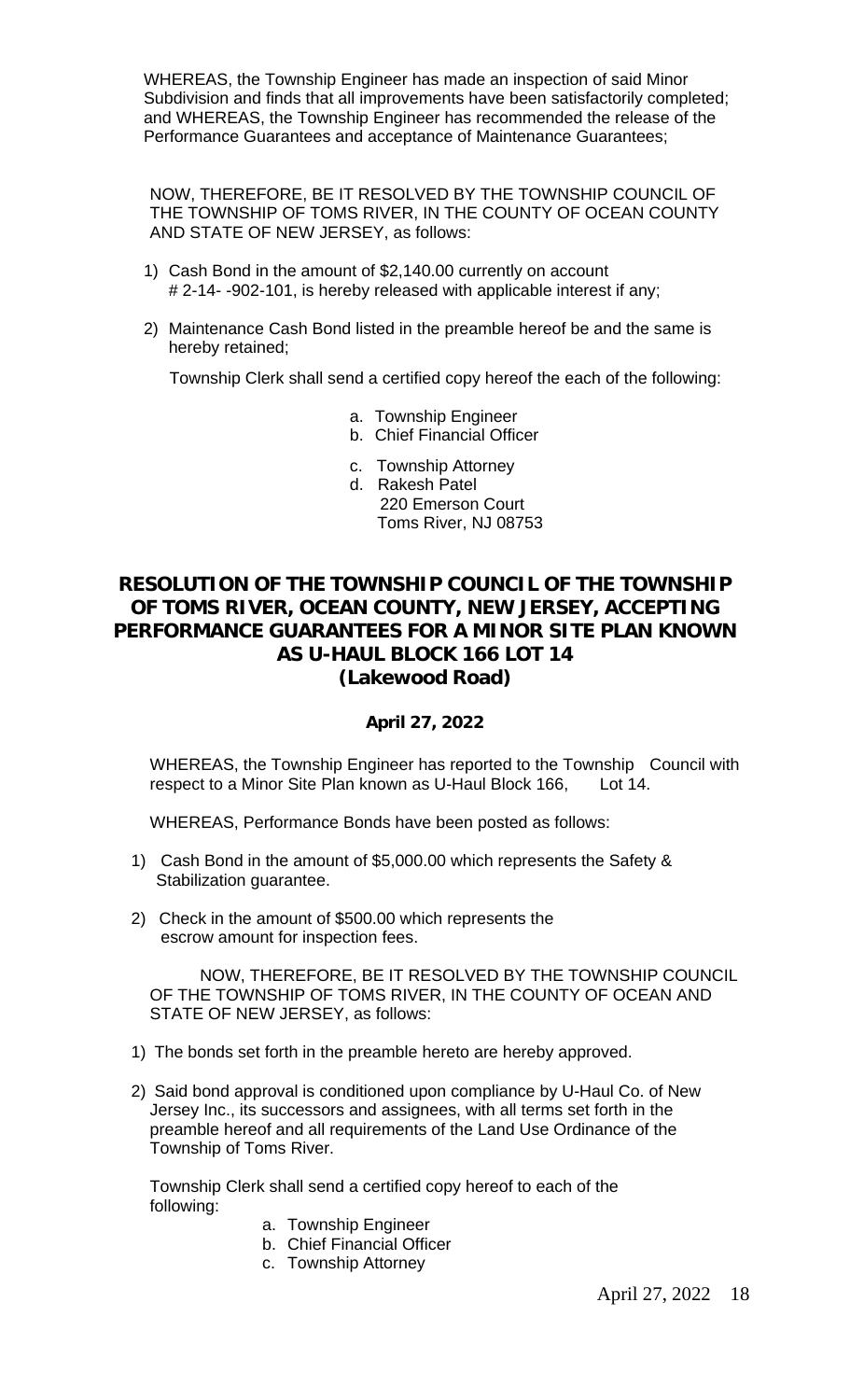WHEREAS, the Township Engineer has made an inspection of said Minor Subdivision and finds that all improvements have been satisfactorily completed; and WHEREAS, the Township Engineer has recommended the release of the Performance Guarantees and acceptance of Maintenance Guarantees;

NOW, THEREFORE, BE IT RESOLVED BY THE TOWNSHIP COUNCIL OF THE TOWNSHIP OF TOMS RIVER, IN THE COUNTY OF OCEAN COUNTY AND STATE OF NEW JERSEY, as follows:

1) Cash Bond in the amount of $2,140.00 currently on account # 2-14- -902-101, is hereby released with applicable interest if any;
2) Maintenance Cash Bond listed in the preamble hereof be and the same is hereby retained;

Township Clerk shall send a certified copy hereof the each of the following:

a. Township Engineer
b. Chief Financial Officer
c. Township Attorney
d. Rakesh Patel
   220 Emerson Court
   Toms River, NJ 08753

## RESOLUTION OF THE TOWNSHIP COUNCIL OF THE TOWNSHIP OF TOMS RIVER, OCEAN COUNTY, NEW JERSEY, ACCEPTING PERFORMANCE GUARANTEES FOR A MINOR SITE PLAN KNOWN AS U-HAUL BLOCK 166 LOT 14 (Lakewood Road)

**April 27, 2022**

WHEREAS, the Township Engineer has reported to the Township Council with respect to a Minor Site Plan known as U-Haul Block 166, Lot 14.

WHEREAS, Performance Bonds have been posted as follows:

1) Cash Bond in the amount of $5,000.00 which represents the Safety & Stabilization guarantee.
2) Check in the amount of $500.00 which represents the escrow amount for inspection fees.

NOW, THEREFORE, BE IT RESOLVED BY THE TOWNSHIP COUNCIL OF THE TOWNSHIP OF TOMS RIVER, IN THE COUNTY OF OCEAN AND STATE OF NEW JERSEY, as follows:

1) The bonds set forth in the preamble hereto are hereby approved.
2) Said bond approval is conditioned upon compliance by U-Haul Co. of New Jersey Inc., its successors and assignees, with all terms set forth in the preamble hereof and all requirements of the Land Use Ordinance of the Township of Toms River.

Township Clerk shall send a certified copy hereof to each of the following:

a. Township Engineer
b. Chief Financial Officer
c. Township Attorney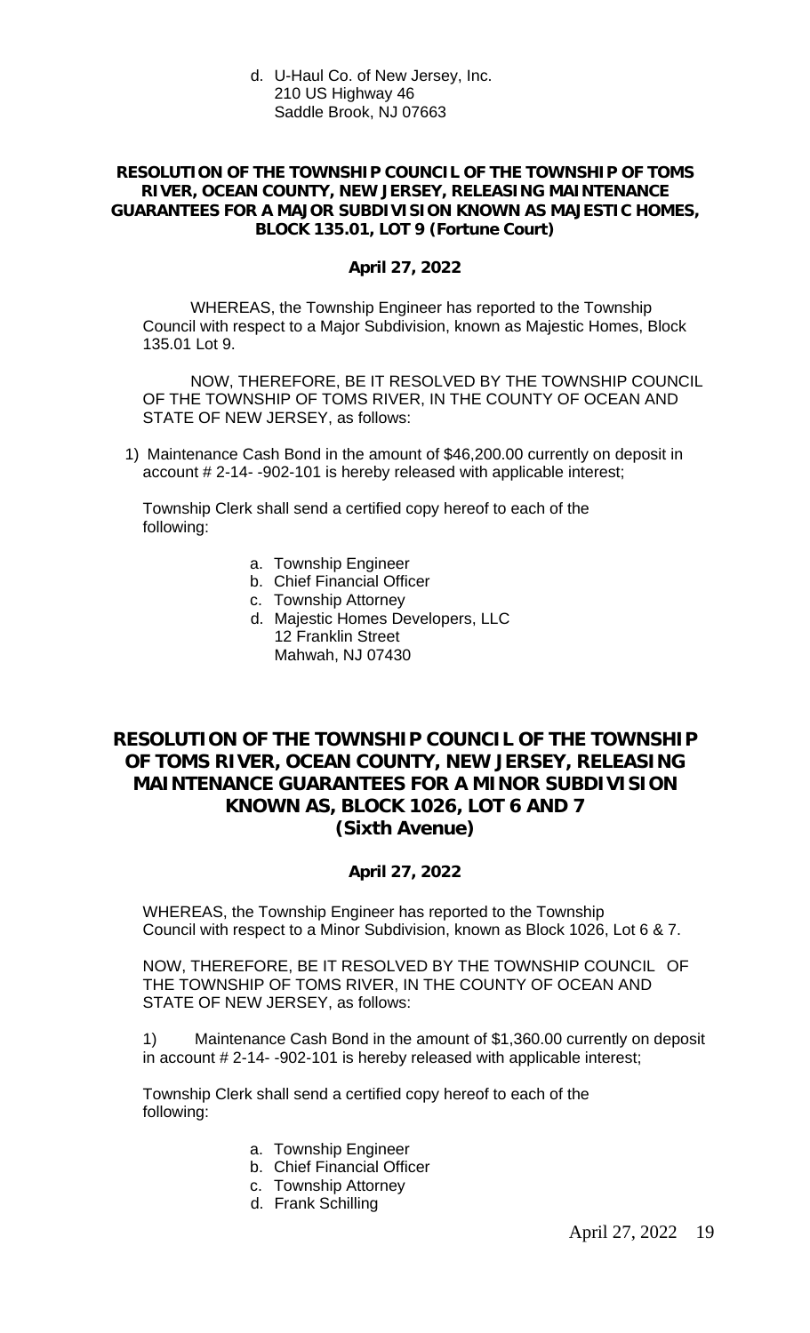d. U-Haul Co. of New Jersey, Inc.
   210 US Highway 46
   Saddle Brook, NJ 07663

**RESOLUTION OF THE TOWNSHIP COUNCIL OF THE TOWNSHIP OF TOMS RIVER, OCEAN COUNTY, NEW JERSEY, RELEASING MAINTENANCE GUARANTEES FOR A MAJOR SUBDIVISION KNOWN AS MAJESTIC HOMES, BLOCK 135.01, LOT 9 (Fortune Court)**

**April 27, 2022**

WHEREAS, the Township Engineer has reported to the Township Council with respect to a Major Subdivision, known as Majestic Homes, Block 135.01 Lot 9.

NOW, THEREFORE, BE IT RESOLVED BY THE TOWNSHIP COUNCIL OF THE TOWNSHIP OF TOMS RIVER, IN THE COUNTY OF OCEAN AND STATE OF NEW JERSEY, as follows:

1) Maintenance Cash Bond in the amount of $46,200.00 currently on deposit in account # 2-14- -902-101 is hereby released with applicable interest;

Township Clerk shall send a certified copy hereof to each of the following:

a. Township Engineer
b. Chief Financial Officer
c. Township Attorney
d. Majestic Homes Developers, LLC
   12 Franklin Street
   Mahwah, NJ 07430

## RESOLUTION OF THE TOWNSHIP COUNCIL OF THE TOWNSHIP OF TOMS RIVER, OCEAN COUNTY, NEW JERSEY, RELEASING MAINTENANCE GUARANTEES FOR A MINOR SUBDIVISION KNOWN AS, BLOCK 1026, LOT 6 AND 7 (Sixth Avenue)

**April 27, 2022**

WHEREAS, the Township Engineer has reported to the Township Council with respect to a Minor Subdivision, known as Block 1026, Lot 6 & 7.

NOW, THEREFORE, BE IT RESOLVED BY THE TOWNSHIP COUNCIL OF THE TOWNSHIP OF TOMS RIVER, IN THE COUNTY OF OCEAN AND STATE OF NEW JERSEY, as follows:

1) Maintenance Cash Bond in the amount of $1,360.00 currently on deposit in account # 2-14- -902-101 is hereby released with applicable interest;

Township Clerk shall send a certified copy hereof to each of the following:

a. Township Engineer
b. Chief Financial Officer
c. Township Attorney
d. Frank Schilling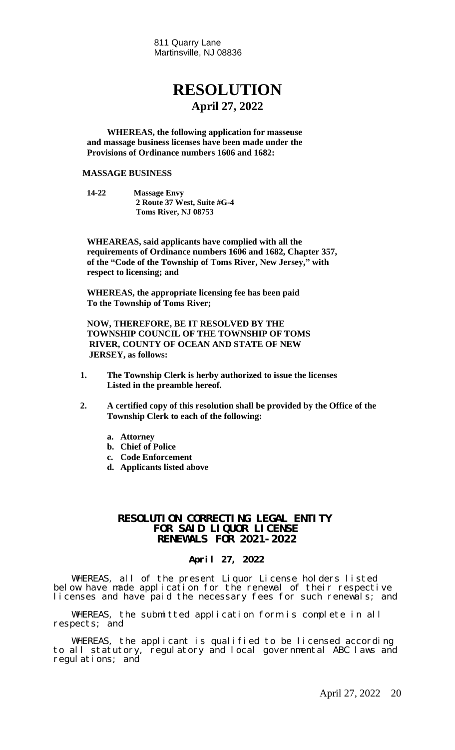811 Quarry Lane
Martinsville, NJ 08836

# RESOLUTION

## April 27, 2022

**WHEREAS, the following application for masseuse and massage business licenses have been made under the Provisions of Ordinance numbers 1606 and 1682:**

**MASSAGE BUSINESS**

**14-22 Massage Envy**
**2 Route 37 West, Suite #G-4**
**Toms River, NJ 08753**

**WHEAREAS, said applicants have complied with all the requirements of Ordinance numbers 1606 and 1682, Chapter 357, of the "Code of the Township of Toms River, New Jersey," with respect to licensing; and**

**WHEREAS, the appropriate licensing fee has been paid To the Township of Toms River;**

**NOW, THEREFORE, BE IT RESOLVED BY THE TOWNSHIP COUNCIL OF THE TOWNSHIP OF TOMS RIVER, COUNTY OF OCEAN AND STATE OF NEW JERSEY, as follows:**

1. **The Township Clerk is herby authorized to issue the licenses Listed in the preamble hereof.**
2. **A certified copy of this resolution shall be provided by the Office of the Township Clerk to each of the following:**
   - **a. Attorney**
   - **b. Chief of Police**
   - **c. Code Enforcement**
   - **d. Applicants listed above**

## RESOLUTION CORRECTING LEGAL ENTITY FOR SAID LIQUOR LICENSE RENEWALS FOR 2021-2022

**April 27, 2022**

WHEREAS, all of the present Liquor License holders listed below have made application for the renewal of their respective licenses and have paid the necessary fees for such renewals; and

WHEREAS, the submitted application form is complete in all respects; and

WHEREAS, the applicant is qualified to be licensed according to all statutory, regulatory and local governmental ABC laws and regulations; and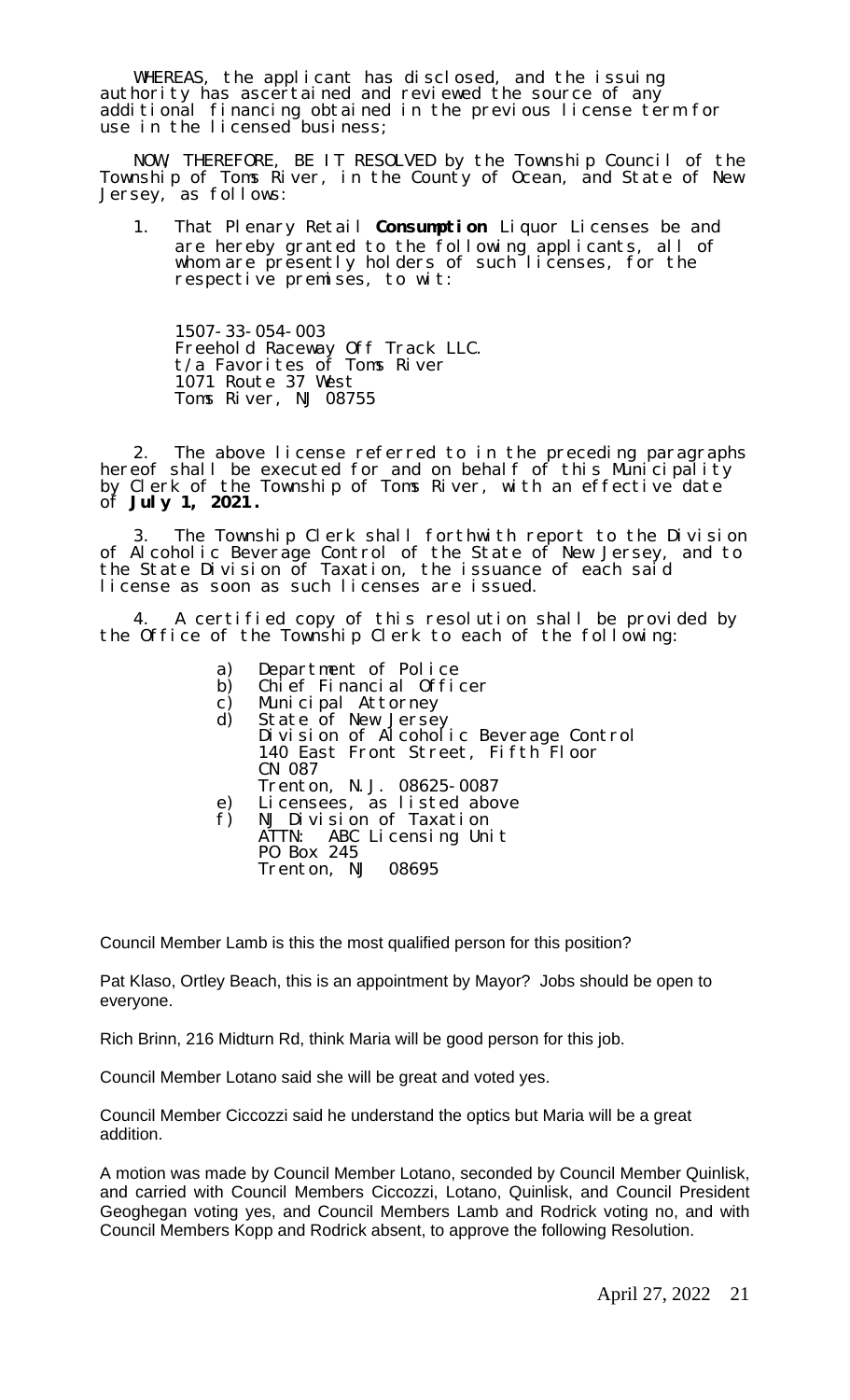WHEREAS, the applicant has disclosed, and the issuing authority has ascertained and reviewed the source of any additional financing obtained in the previous license term for use in the licensed business;

NOW, THEREFORE, BE IT RESOLVED by the Township Council of the Township of Toms River, in the County of Ocean, and State of New Jersey, as follows:

1. That Plenary Retail **Consumption** Liquor Licenses be and are hereby granted to the following applicants, all of whom are presently holders of such licenses, for the respective premises, to wit:

   1507-33-054-003
   Freehold Raceway Off Track LLC.
   t/a Favorites of Toms River
   1071 Route 37 West
   Toms River, NJ 08755

2. The above license referred to in the preceding paragraphs hereof shall be executed for and on behalf of this Municipality by Clerk of the Township of Toms River, with an effective date of **July 1, 2021.**

3. The Township Clerk shall forthwith report to the Division of Alcoholic Beverage Control of the State of New Jersey, and to the State Division of Taxation, the issuance of each said license as soon as such licenses are issued.

4. A certified copy of this resolution shall be provided by the Office of the Township Clerk to each of the following:

   a) Department of Police
   b) Chief Financial Officer
   c) Municipal Attorney
   d) State of New Jersey
      Division of Alcoholic Beverage Control
      140 East Front Street, Fifth Floor
      CN 087
      Trenton, N.J. 08625-0087
   e) Licensees, as listed above
   f) NJ Division of Taxation
      ATTN: ABC Licensing Unit
      PO Box 245
      Trenton, NJ 08695

Council Member Lamb is this the most qualified person for this position?

Pat Klaso, Ortley Beach, this is an appointment by Mayor? Jobs should be open to everyone.

Rich Brinn, 216 Midturn Rd, think Maria will be good person for this job.

Council Member Lotano said she will be great and voted yes.

Council Member Ciccozzi said he understand the optics but Maria will be a great addition.

A motion was made by Council Member Lotano, seconded by Council Member Quinlisk, and carried with Council Members Ciccozzi, Lotano, Quinlisk, and Council President Geoghegan voting yes, and Council Members Lamb and Rodrick voting no, and with Council Members Kopp and Rodrick absent, to approve the following Resolution.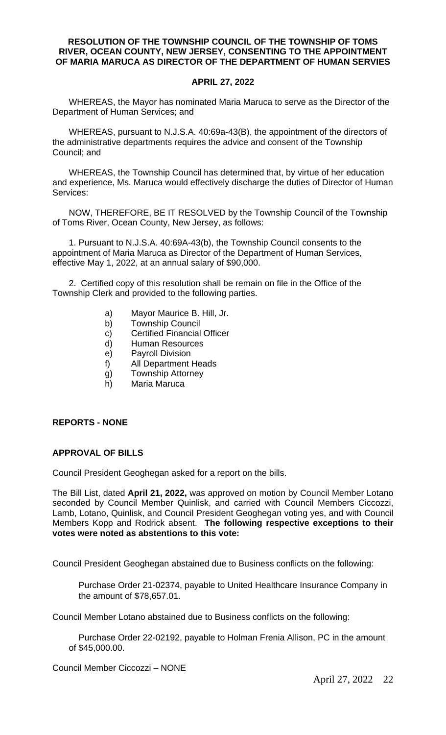**RESOLUTION OF THE TOWNSHIP COUNCIL OF THE TOWNSHIP OF TOMS RIVER, OCEAN COUNTY, NEW JERSEY, CONSENTING TO THE APPOINTMENT OF MARIA MARUCA AS DIRECTOR OF THE DEPARTMENT OF HUMAN SERVIES**

**APRIL 27, 2022**

WHEREAS, the Mayor has nominated Maria Maruca to serve as the Director of the Department of Human Services; and

WHEREAS, pursuant to N.J.S.A. 40:69a-43(B), the appointment of the directors of the administrative departments requires the advice and consent of the Township Council; and

WHEREAS, the Township Council has determined that, by virtue of her education and experience, Ms. Maruca would effectively discharge the duties of Director of Human Services:

NOW, THEREFORE, BE IT RESOLVED by the Township Council of the Township of Toms River, Ocean County, New Jersey, as follows:

1. Pursuant to N.J.S.A. 40:69A-43(b), the Township Council consents to the appointment of Maria Maruca as Director of the Department of Human Services, effective May 1, 2022, at an annual salary of $90,000.

2. Certified copy of this resolution shall be remain on file in the Office of the Township Clerk and provided to the following parties.

a) Mayor Maurice B. Hill, Jr.
b) Township Council
c) Certified Financial Officer
d) Human Resources
e) Payroll Division
f) All Department Heads
g) Township Attorney
h) Maria Maruca

**REPORTS - NONE**

**APPROVAL OF BILLS**

Council President Geoghegan asked for a report on the bills.

The Bill List, dated **April 21, 2022,** was approved on motion by Council Member Lotano seconded by Council Member Quinlisk, and carried with Council Members Ciccozzi, Lamb, Lotano, Quinlisk, and Council President Geoghegan voting yes, and with Council Members Kopp and Rodrick absent. **The following respective exceptions to their votes were noted as abstentions to this vote:**

Council President Geoghegan abstained due to Business conflicts on the following:

Purchase Order 21-02374, payable to United Healthcare Insurance Company in the amount of $78,657.01.

Council Member Lotano abstained due to Business conflicts on the following:

Purchase Order 22-02192, payable to Holman Frenia Allison, PC in the amount of $45,000.00.

Council Member Ciccozzi – NONE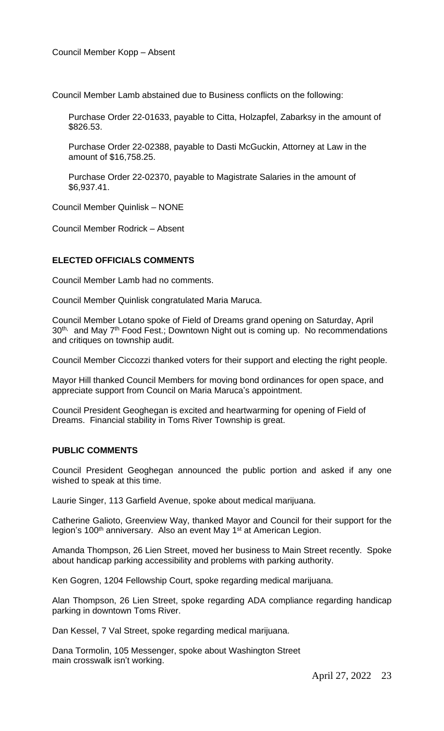Council Member Kopp – Absent

Council Member Lamb abstained due to Business conflicts on the following:

Purchase Order 22-01633, payable to Citta, Holzapfel, Zabarksy in the amount of $826.53.

Purchase Order 22-02388, payable to Dasti McGuckin, Attorney at Law in the amount of $16,758.25.

Purchase Order 22-02370, payable to Magistrate Salaries in the amount of $6,937.41.

Council Member Quinlisk – NONE

Council Member Rodrick – Absent

**ELECTED OFFICIALS COMMENTS**

Council Member Lamb had no comments.

Council Member Quinlisk congratulated Maria Maruca.

Council Member Lotano spoke of Field of Dreams grand opening on Saturday, April 30th, and May 7th Food Fest.; Downtown Night out is coming up. No recommendations and critiques on township audit.

Council Member Ciccozzi thanked voters for their support and electing the right people.

Mayor Hill thanked Council Members for moving bond ordinances for open space, and appreciate support from Council on Maria Maruca's appointment.

Council President Geoghegan is excited and heartwarming for opening of Field of Dreams. Financial stability in Toms River Township is great.

**PUBLIC COMMENTS**

Council President Geoghegan announced the public portion and asked if any one wished to speak at this time.

Laurie Singer, 113 Garfield Avenue, spoke about medical marijuana.

Catherine Galioto, Greenview Way, thanked Mayor and Council for their support for the legion's 100th anniversary. Also an event May 1st at American Legion.

Amanda Thompson, 26 Lien Street, moved her business to Main Street recently. Spoke about handicap parking accessibility and problems with parking authority.

Ken Gogren, 1204 Fellowship Court, spoke regarding medical marijuana.

Alan Thompson, 26 Lien Street, spoke regarding ADA compliance regarding handicap parking in downtown Toms River.

Dan Kessel, 7 Val Street, spoke regarding medical marijuana.

Dana Tormolin, 105 Messenger, spoke about Washington Street main crosswalk isn't working.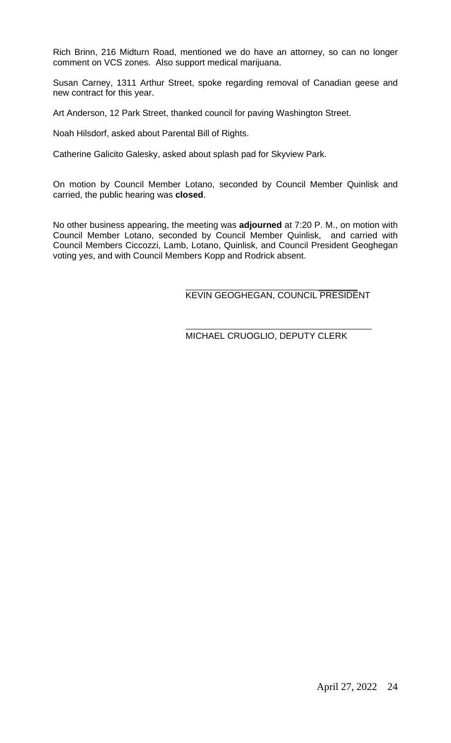Rich Brinn, 216 Midturn Road, mentioned we do have an attorney, so can no longer comment on VCS zones. Also support medical marijuana.

Susan Carney, 1311 Arthur Street, spoke regarding removal of Canadian geese and new contract for this year.

Art Anderson, 12 Park Street, thanked council for paving Washington Street.

Noah Hilsdorf, asked about Parental Bill of Rights.

Catherine Galicito Galesky, asked about splash pad for Skyview Park.

On motion by Council Member Lotano, seconded by Council Member Quinlisk and carried, the public hearing was **closed**.

No other business appearing, the meeting was **adjourned** at 7:20 P. M., on motion with Council Member Lotano, seconded by Council Member Quinlisk, and carried with Council Members Ciccozzi, Lamb, Lotano, Quinlisk, and Council President Geoghegan voting yes, and with Council Members Kopp and Rodrick absent.

KEVIN GEOGHEGAN, COUNCIL PRESIDENT

MICHAEL CRUOGLIO, DEPUTY CLERK